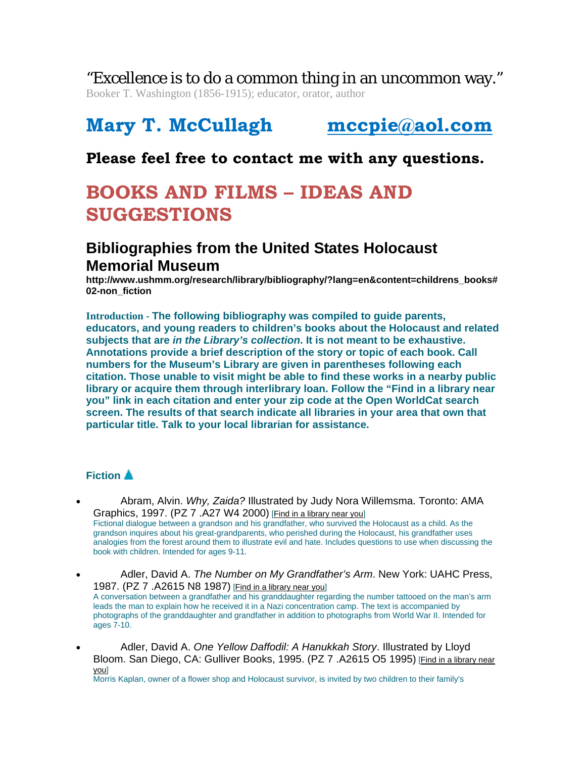"Excellence is to do a common thing in an uncommon way."
Booker T. Washington (1856-1915); educator, orator, author

# Mary T. McCullagh    mccpie@aol.com

### Please feel free to contact me with any questions.

# BOOKS AND FILMS – IDEAS AND SUGGESTIONS

## Bibliographies from the United States Holocaust Memorial Museum

**http://www.ushmm.org/research/library/bibliography/?lang=en&content=childrens_books#02-non_fiction**

**Introduction - The following bibliography was compiled to guide parents, educators, and young readers to children's books about the Holocaust and related subjects that are *in the Library's collection*. It is not meant to be exhaustive. Annotations provide a brief description of the story or topic of each book. Call numbers for the Museum's Library are given in parentheses following each citation. Those unable to visit might be able to find these works in a nearby public library or acquire them through interlibrary loan. Follow the "Find in a library near you" link in each citation and enter your zip code at the Open WorldCat search screen. The results of that search indicate all libraries in your area that own that particular title. Talk to your local librarian for assistance.**

### Fiction

- Abram, Alvin. *Why, Zaida?* Illustrated by Judy Nora Willemsma. Toronto: AMA Graphics, 1997. (PZ 7 .A27 W4 2000) [Find in a library near you]
  Fictional dialogue between a grandson and his grandfather, who survived the Holocaust as a child. As the grandson inquires about his great-grandparents, who perished during the Holocaust, his grandfather uses analogies from the forest around them to illustrate evil and hate. Includes questions to use when discussing the book with children. Intended for ages 9-11.

- Adler, David A. *The Number on My Grandfather's Arm*. New York: UAHC Press, 1987. (PZ 7 .A2615 N8 1987) [Find in a library near you]
  A conversation between a grandfather and his granddaughter regarding the number tattooed on the man's arm leads the man to explain how he received it in a Nazi concentration camp. The text is accompanied by photographs of the granddaughter and grandfather in addition to photographs from World War II. Intended for ages 7-10.

- Adler, David A. *One Yellow Daffodil: A Hanukkah Story*. Illustrated by Lloyd Bloom. San Diego, CA: Gulliver Books, 1995. (PZ 7 .A2615 O5 1995) [Find in a library near you]
  Morris Kaplan, owner of a flower shop and Holocaust survivor, is invited by two children to their family's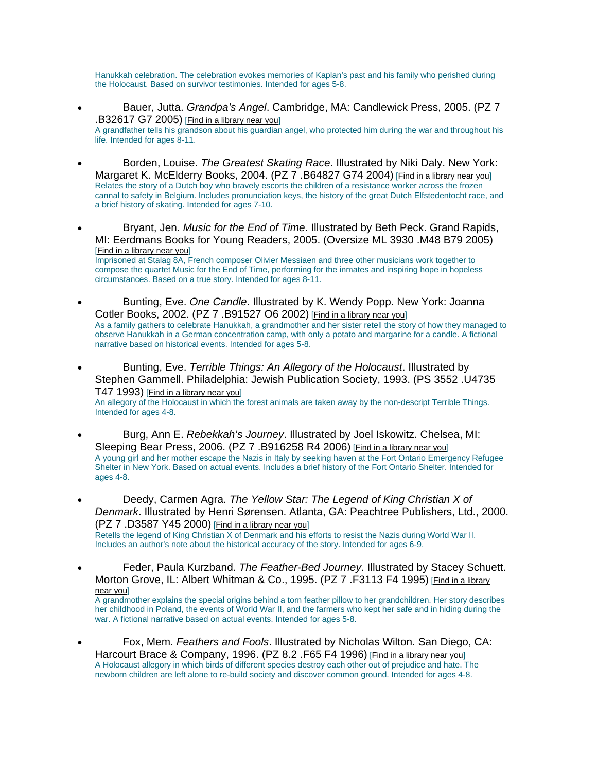Hanukkah celebration. The celebration evokes memories of Kaplan's past and his family who perished during the Holocaust. Based on survivor testimonies. Intended for ages 5-8.

- Bauer, Jutta. *Grandpa's Angel*. Cambridge, MA: Candlewick Press, 2005. (PZ 7 .B32617 G7 2005) [Find in a library near you]
  A grandfather tells his grandson about his guardian angel, who protected him during the war and throughout his life. Intended for ages 8-11.

- Borden, Louise. *The Greatest Skating Race*. Illustrated by Niki Daly. New York: Margaret K. McElderry Books, 2004. (PZ 7 .B64827 G74 2004) [Find in a library near you]
  Relates the story of a Dutch boy who bravely escorts the children of a resistance worker across the frozen cannal to safety in Belgium. Includes pronunciation keys, the history of the great Dutch Elfstedentocht race, and a brief history of skating. Intended for ages 7-10.

- Bryant, Jen. *Music for the End of Time*. Illustrated by Beth Peck. Grand Rapids, MI: Eerdmans Books for Young Readers, 2005. (Oversize ML 3930 .M48 B79 2005) [Find in a library near you]
  Imprisoned at Stalag 8A, French composer Olivier Messiaen and three other musicians work together to compose the quartet Music for the End of Time, performing for the inmates and inspiring hope in hopeless circumstances. Based on a true story. Intended for ages 8-11.

- Bunting, Eve. *One Candle*. Illustrated by K. Wendy Popp. New York: Joanna Cotler Books, 2002. (PZ 7 .B91527 O6 2002) [Find in a library near you]
  As a family gathers to celebrate Hanukkah, a grandmother and her sister retell the story of how they managed to observe Hanukkah in a German concentration camp, with only a potato and margarine for a candle. A fictional narrative based on historical events. Intended for ages 5-8.

- Bunting, Eve. *Terrible Things: An Allegory of the Holocaust*. Illustrated by Stephen Gammell. Philadelphia: Jewish Publication Society, 1993. (PS 3552 .U4735 T47 1993) [Find in a library near you]
  An allegory of the Holocaust in which the forest animals are taken away by the non-descript Terrible Things. Intended for ages 4-8.

- Burg, Ann E. *Rebekkah's Journey*. Illustrated by Joel Iskowitz. Chelsea, MI: Sleeping Bear Press, 2006. (PZ 7 .B916258 R4 2006) [Find in a library near you]
  A young girl and her mother escape the Nazis in Italy by seeking haven at the Fort Ontario Emergency Refugee Shelter in New York. Based on actual events. Includes a brief history of the Fort Ontario Shelter. Intended for ages 4-8.

- Deedy, Carmen Agra. *The Yellow Star: The Legend of King Christian X of Denmark*. Illustrated by Henri Sørensen. Atlanta, GA: Peachtree Publishers, Ltd., 2000. (PZ 7 .D3587 Y45 2000) [Find in a library near you]
  Retells the legend of King Christian X of Denmark and his efforts to resist the Nazis during World War II. Includes an author's note about the historical accuracy of the story. Intended for ages 6-9.

- Feder, Paula Kurzband. *The Feather-Bed Journey*. Illustrated by Stacey Schuett. Morton Grove, IL: Albert Whitman & Co., 1995. (PZ 7 .F3113 F4 1995) [Find in a library near you]
  A grandmother explains the special origins behind a torn feather pillow to her grandchildren. Her story describes her childhood in Poland, the events of World War II, and the farmers who kept her safe and in hiding during the war. A fictional narrative based on actual events. Intended for ages 5-8.

- Fox, Mem. *Feathers and Fools*. Illustrated by Nicholas Wilton. San Diego, CA: Harcourt Brace & Company, 1996. (PZ 8.2 .F65 F4 1996) [Find in a library near you]
  A Holocaust allegory in which birds of different species destroy each other out of prejudice and hate. The newborn children are left alone to re-build society and discover common ground. Intended for ages 4-8.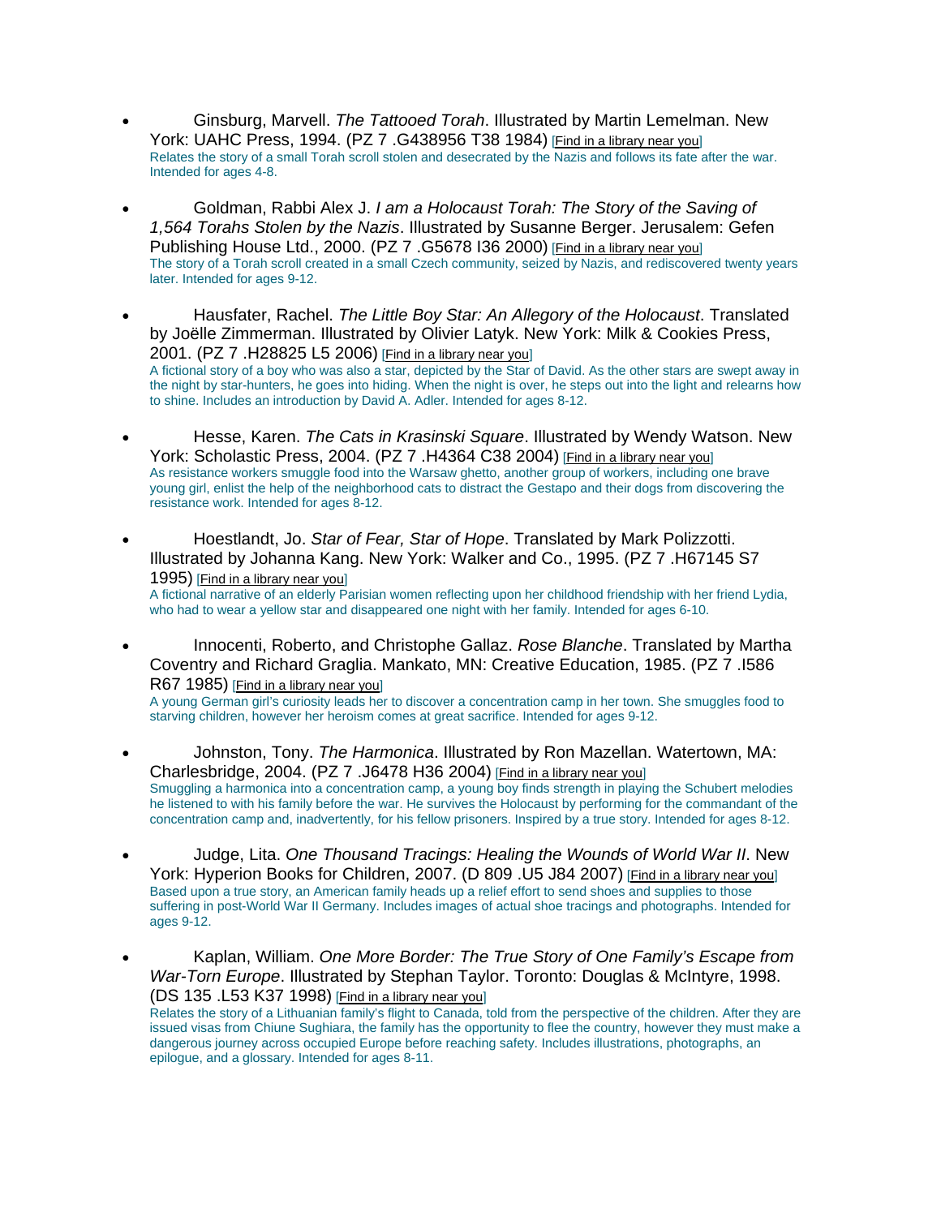- Ginsburg, Marvell. *The Tattooed Torah*. Illustrated by Martin Lemelman. New York: UAHC Press, 1994. (PZ 7 .G438956 T38 1984) [Find in a library near you]
  Relates the story of a small Torah scroll stolen and desecrated by the Nazis and follows its fate after the war. Intended for ages 4-8.

- Goldman, Rabbi Alex J. *I am a Holocaust Torah: The Story of the Saving of 1,564 Torahs Stolen by the Nazis*. Illustrated by Susanne Berger. Jerusalem: Gefen Publishing House Ltd., 2000. (PZ 7 .G5678 I36 2000) [Find in a library near you]
  The story of a Torah scroll created in a small Czech community, seized by Nazis, and rediscovered twenty years later. Intended for ages 9-12.

- Hausfater, Rachel. *The Little Boy Star: An Allegory of the Holocaust*. Translated by Joëlle Zimmerman. Illustrated by Olivier Latyk. New York: Milk & Cookies Press, 2001. (PZ 7 .H28825 L5 2006) [Find in a library near you]
  A fictional story of a boy who was also a star, depicted by the Star of David. As the other stars are swept away in the night by star-hunters, he goes into hiding. When the night is over, he steps out into the light and relearns how to shine. Includes an introduction by David A. Adler. Intended for ages 8-12.

- Hesse, Karen. *The Cats in Krasinski Square*. Illustrated by Wendy Watson. New York: Scholastic Press, 2004. (PZ 7 .H4364 C38 2004) [Find in a library near you]
  As resistance workers smuggle food into the Warsaw ghetto, another group of workers, including one brave young girl, enlist the help of the neighborhood cats to distract the Gestapo and their dogs from discovering the resistance work. Intended for ages 8-12.

- Hoestlandt, Jo. *Star of Fear, Star of Hope*. Translated by Mark Polizzotti. Illustrated by Johanna Kang. New York: Walker and Co., 1995. (PZ 7 .H67145 S7 1995) [Find in a library near you]
  A fictional narrative of an elderly Parisian women reflecting upon her childhood friendship with her friend Lydia, who had to wear a yellow star and disappeared one night with her family. Intended for ages 6-10.

- Innocenti, Roberto, and Christophe Gallaz. *Rose Blanche*. Translated by Martha Coventry and Richard Graglia. Mankato, MN: Creative Education, 1985. (PZ 7 .I586 R67 1985) [Find in a library near you]
  A young German girl's curiosity leads her to discover a concentration camp in her town. She smuggles food to starving children, however her heroism comes at great sacrifice. Intended for ages 9-12.

- Johnston, Tony. *The Harmonica*. Illustrated by Ron Mazellan. Watertown, MA: Charlesbridge, 2004. (PZ 7 .J6478 H36 2004) [Find in a library near you]
  Smuggling a harmonica into a concentration camp, a young boy finds strength in playing the Schubert melodies he listened to with his family before the war. He survives the Holocaust by performing for the commandant of the concentration camp and, inadvertently, for his fellow prisoners. Inspired by a true story. Intended for ages 8-12.

- Judge, Lita. *One Thousand Tracings: Healing the Wounds of World War II*. New York: Hyperion Books for Children, 2007. (D 809 .U5 J84 2007) [Find in a library near you]
  Based upon a true story, an American family heads up a relief effort to send shoes and supplies to those suffering in post-World War II Germany. Includes images of actual shoe tracings and photographs. Intended for ages 9-12.

- Kaplan, William. *One More Border: The True Story of One Family's Escape from War-Torn Europe*. Illustrated by Stephan Taylor. Toronto: Douglas & McIntyre, 1998. (DS 135 .L53 K37 1998) [Find in a library near you]
  Relates the story of a Lithuanian family's flight to Canada, told from the perspective of the children. After they are issued visas from Chiune Sughiara, the family has the opportunity to flee the country, however they must make a dangerous journey across occupied Europe before reaching safety. Includes illustrations, photographs, an epilogue, and a glossary. Intended for ages 8-11.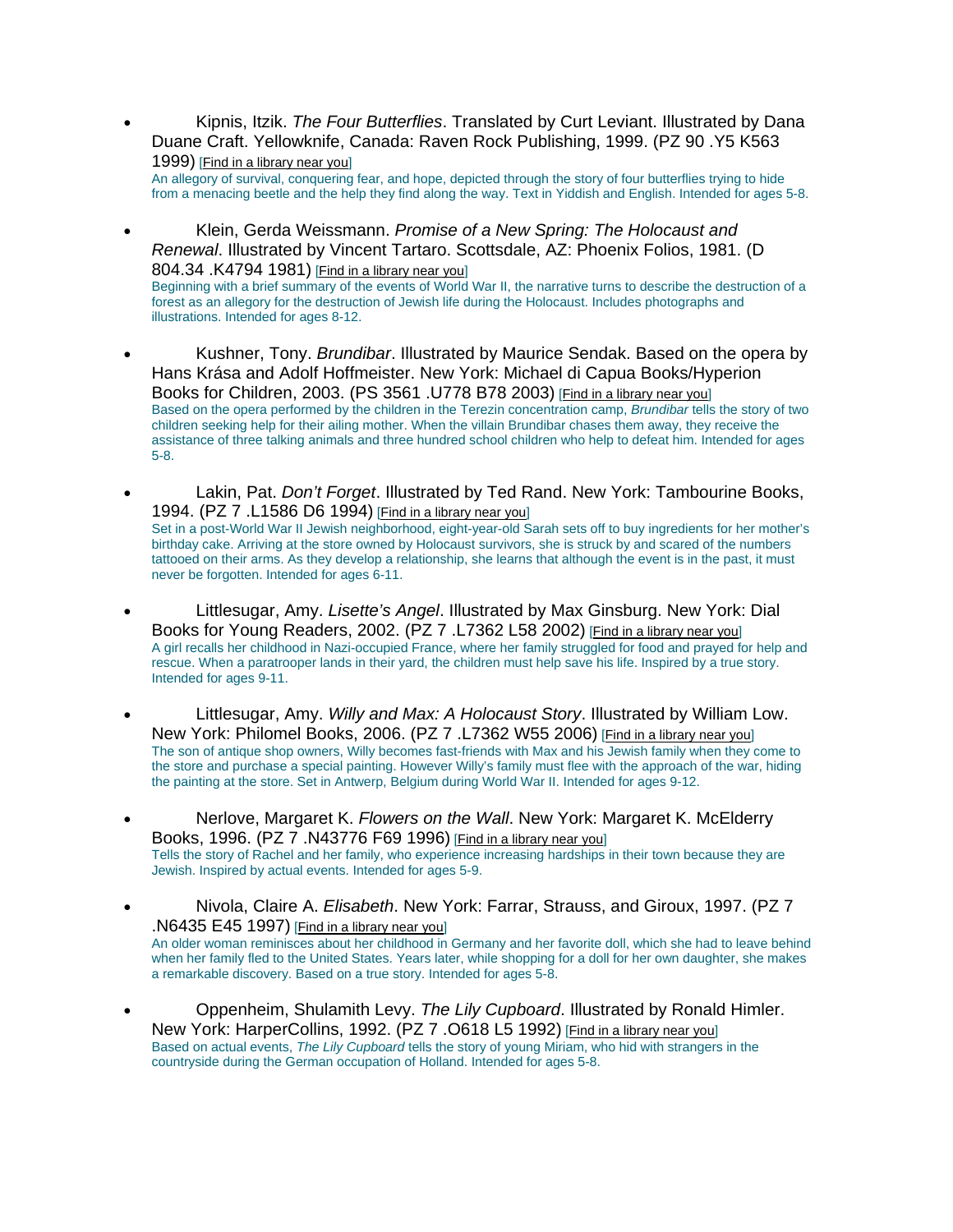- Kipnis, Itzik. *The Four Butterflies*. Translated by Curt Leviant. Illustrated by Dana Duane Craft. Yellowknife, Canada: Raven Rock Publishing, 1999. (PZ 90 .Y5 K563 1999) [Find in a library near you]
  An allegory of survival, conquering fear, and hope, depicted through the story of four butterflies trying to hide from a menacing beetle and the help they find along the way. Text in Yiddish and English. Intended for ages 5-8.

- Klein, Gerda Weissmann. *Promise of a New Spring: The Holocaust and Renewal*. Illustrated by Vincent Tartaro. Scottsdale, AZ: Phoenix Folios, 1981. (D 804.34 .K4794 1981) [Find in a library near you]
  Beginning with a brief summary of the events of World War II, the narrative turns to describe the destruction of a forest as an allegory for the destruction of Jewish life during the Holocaust. Includes photographs and illustrations. Intended for ages 8-12.

- Kushner, Tony. *Brundibar*. Illustrated by Maurice Sendak. Based on the opera by Hans Krása and Adolf Hoffmeister. New York: Michael di Capua Books/Hyperion Books for Children, 2003. (PS 3561 .U778 B78 2003) [Find in a library near you]
  Based on the opera performed by the children in the Terezin concentration camp, *Brundibar* tells the story of two children seeking help for their ailing mother. When the villain Brundibar chases them away, they receive the assistance of three talking animals and three hundred school children who help to defeat him. Intended for ages 5-8.

- Lakin, Pat. *Don't Forget*. Illustrated by Ted Rand. New York: Tambourine Books, 1994. (PZ 7 .L1586 D6 1994) [Find in a library near you]
  Set in a post-World War II Jewish neighborhood, eight-year-old Sarah sets off to buy ingredients for her mother's birthday cake. Arriving at the store owned by Holocaust survivors, she is struck by and scared of the numbers tattooed on their arms. As they develop a relationship, she learns that although the event is in the past, it must never be forgotten. Intended for ages 6-11.

- Littlesugar, Amy. *Lisette's Angel*. Illustrated by Max Ginsburg. New York: Dial Books for Young Readers, 2002. (PZ 7 .L7362 L58 2002) [Find in a library near you]
  A girl recalls her childhood in Nazi-occupied France, where her family struggled for food and prayed for help and rescue. When a paratrooper lands in their yard, the children must help save his life. Inspired by a true story. Intended for ages 9-11.

- Littlesugar, Amy. *Willy and Max: A Holocaust Story*. Illustrated by William Low. New York: Philomel Books, 2006. (PZ 7 .L7362 W55 2006) [Find in a library near you]
  The son of antique shop owners, Willy becomes fast-friends with Max and his Jewish family when they come to the store and purchase a special painting. However Willy's family must flee with the approach of the war, hiding the painting at the store. Set in Antwerp, Belgium during World War II. Intended for ages 9-12.

- Nerlove, Margaret K. *Flowers on the Wall*. New York: Margaret K. McElderry Books, 1996. (PZ 7 .N43776 F69 1996) [Find in a library near you]
  Tells the story of Rachel and her family, who experience increasing hardships in their town because they are Jewish. Inspired by actual events. Intended for ages 5-9.

- Nivola, Claire A. *Elisabeth*. New York: Farrar, Strauss, and Giroux, 1997. (PZ 7 .N6435 E45 1997) [Find in a library near you]
  An older woman reminisces about her childhood in Germany and her favorite doll, which she had to leave behind when her family fled to the United States. Years later, while shopping for a doll for her own daughter, she makes a remarkable discovery. Based on a true story. Intended for ages 5-8.

- Oppenheim, Shulamith Levy. *The Lily Cupboard*. Illustrated by Ronald Himler. New York: HarperCollins, 1992. (PZ 7 .O618 L5 1992) [Find in a library near you]
  Based on actual events, *The Lily Cupboard* tells the story of young Miriam, who hid with strangers in the countryside during the German occupation of Holland. Intended for ages 5-8.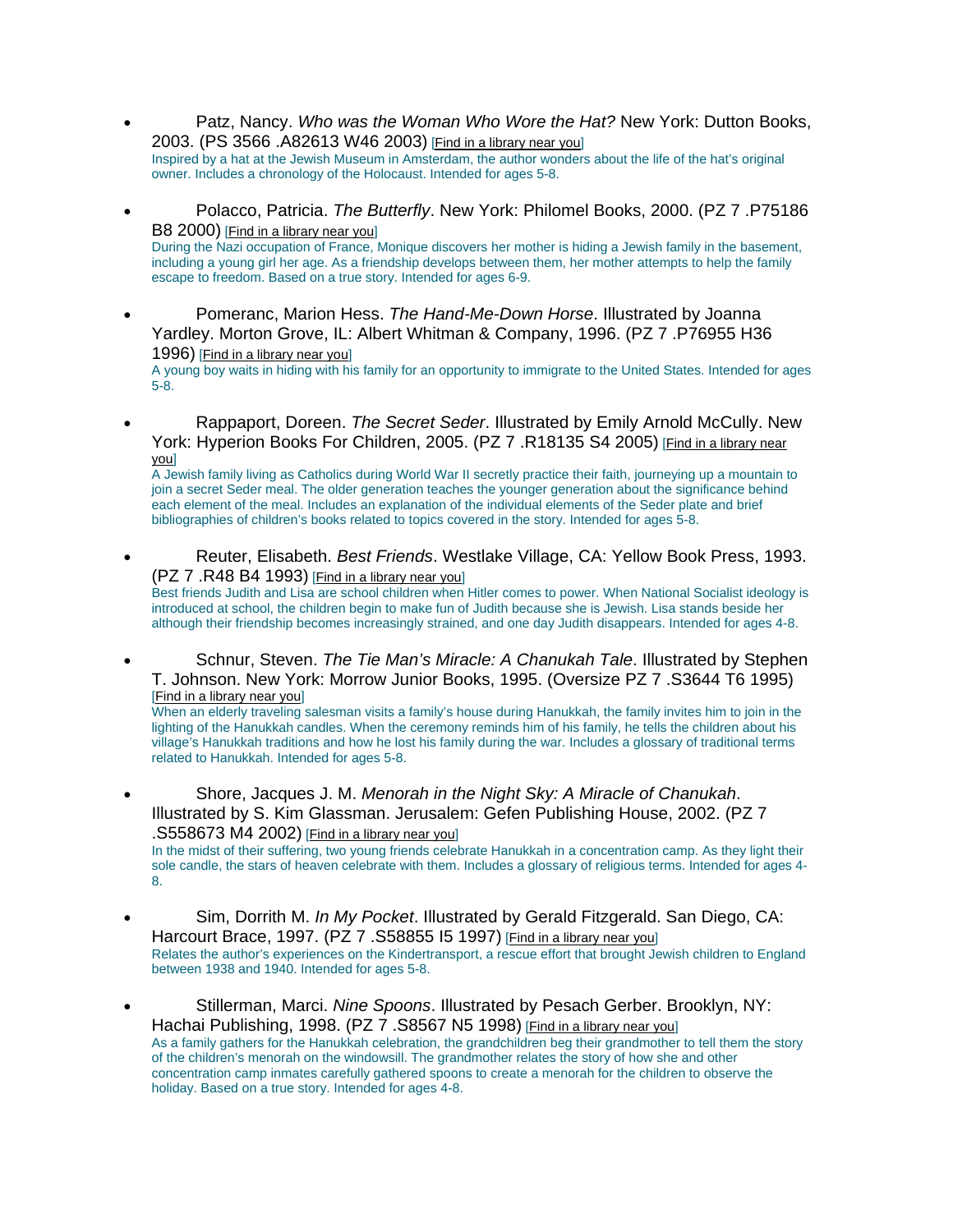- Patz, Nancy. *Who was the Woman Who Wore the Hat?* New York: Dutton Books, 2003. (PS 3566 .A82613 W46 2003) [Find in a library near you]
  Inspired by a hat at the Jewish Museum in Amsterdam, the author wonders about the life of the hat's original owner. Includes a chronology of the Holocaust. Intended for ages 5-8.

- Polacco, Patricia. *The Butterfly*. New York: Philomel Books, 2000. (PZ 7 .P75186 B8 2000) [Find in a library near you]
  During the Nazi occupation of France, Monique discovers her mother is hiding a Jewish family in the basement, including a young girl her age. As a friendship develops between them, her mother attempts to help the family escape to freedom. Based on a true story. Intended for ages 6-9.

- Pomeranc, Marion Hess. *The Hand-Me-Down Horse*. Illustrated by Joanna Yardley. Morton Grove, IL: Albert Whitman & Company, 1996. (PZ 7 .P76955 H36 1996) [Find in a library near you]
  A young boy waits in hiding with his family for an opportunity to immigrate to the United States. Intended for ages 5-8.

- Rappaport, Doreen. *The Secret Seder*. Illustrated by Emily Arnold McCully. New York: Hyperion Books For Children, 2005. (PZ 7 .R18135 S4 2005) [Find in a library near you]
  A Jewish family living as Catholics during World War II secretly practice their faith, journeying up a mountain to join a secret Seder meal. The older generation teaches the younger generation about the significance behind each element of the meal. Includes an explanation of the individual elements of the Seder plate and brief bibliographies of children's books related to topics covered in the story. Intended for ages 5-8.

- Reuter, Elisabeth. *Best Friends*. Westlake Village, CA: Yellow Book Press, 1993. (PZ 7 .R48 B4 1993) [Find in a library near you]
  Best friends Judith and Lisa are school children when Hitler comes to power. When National Socialist ideology is introduced at school, the children begin to make fun of Judith because she is Jewish. Lisa stands beside her although their friendship becomes increasingly strained, and one day Judith disappears. Intended for ages 4-8.

- Schnur, Steven. *The Tie Man's Miracle: A Chanukah Tale*. Illustrated by Stephen T. Johnson. New York: Morrow Junior Books, 1995. (Oversize PZ 7 .S3644 T6 1995) [Find in a library near you]
  When an elderly traveling salesman visits a family's house during Hanukkah, the family invites him to join in the lighting of the Hanukkah candles. When the ceremony reminds him of his family, he tells the children about his village's Hanukkah traditions and how he lost his family during the war. Includes a glossary of traditional terms related to Hanukkah. Intended for ages 5-8.

- Shore, Jacques J. M. *Menorah in the Night Sky: A Miracle of Chanukah*. Illustrated by S. Kim Glassman. Jerusalem: Gefen Publishing House, 2002. (PZ 7 .S558673 M4 2002) [Find in a library near you]
  In the midst of their suffering, two young friends celebrate Hanukkah in a concentration camp. As they light their sole candle, the stars of heaven celebrate with them. Includes a glossary of religious terms. Intended for ages 4-8.

- Sim, Dorrith M. *In My Pocket*. Illustrated by Gerald Fitzgerald. San Diego, CA: Harcourt Brace, 1997. (PZ 7 .S58855 I5 1997) [Find in a library near you]
  Relates the author's experiences on the Kindertransport, a rescue effort that brought Jewish children to England between 1938 and 1940. Intended for ages 5-8.

- Stillerman, Marci. *Nine Spoons*. Illustrated by Pesach Gerber. Brooklyn, NY: Hachai Publishing, 1998. (PZ 7 .S8567 N5 1998) [Find in a library near you]
  As a family gathers for the Hanukkah celebration, the grandchildren beg their grandmother to tell them the story of the children's menorah on the windowsill. The grandmother relates the story of how she and other concentration camp inmates carefully gathered spoons to create a menorah for the children to observe the holiday. Based on a true story. Intended for ages 4-8.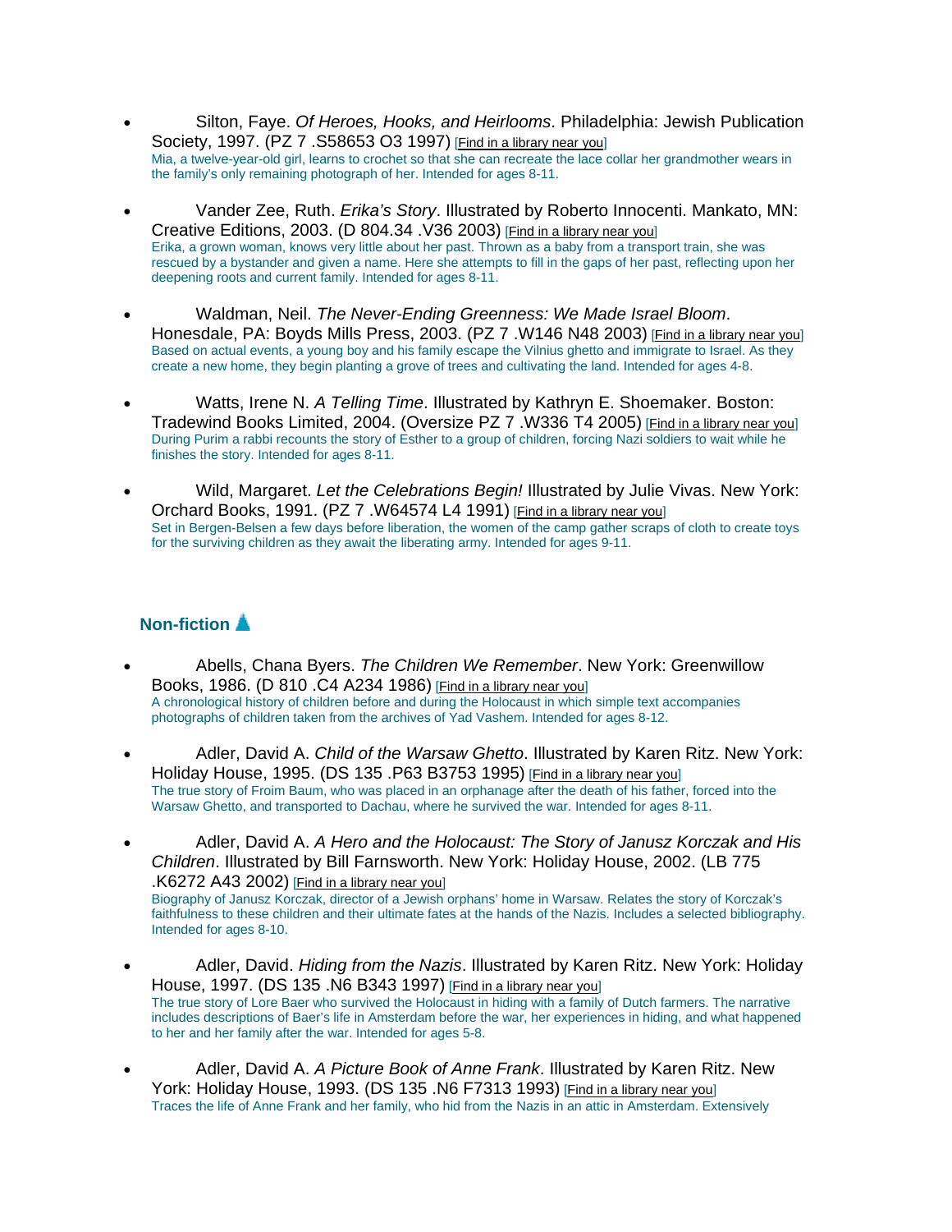- Silton, Faye. *Of Heroes, Hooks, and Heirlooms*. Philadelphia: Jewish Publication Society, 1997. (PZ 7 .S58653 O3 1997) [Find in a library near you]
  Mia, a twelve-year-old girl, learns to crochet so that she can recreate the lace collar her grandmother wears in the family's only remaining photograph of her. Intended for ages 8-11.

- Vander Zee, Ruth. *Erika's Story*. Illustrated by Roberto Innocenti. Mankato, MN: Creative Editions, 2003. (D 804.34 .V36 2003) [Find in a library near you]
  Erika, a grown woman, knows very little about her past. Thrown as a baby from a transport train, she was rescued by a bystander and given a name. Here she attempts to fill in the gaps of her past, reflecting upon her deepening roots and current family. Intended for ages 8-11.

- Waldman, Neil. *The Never-Ending Greenness: We Made Israel Bloom*. Honesdale, PA: Boyds Mills Press, 2003. (PZ 7 .W146 N48 2003) [Find in a library near you]
  Based on actual events, a young boy and his family escape the Vilnius ghetto and immigrate to Israel. As they create a new home, they begin planting a grove of trees and cultivating the land. Intended for ages 4-8.

- Watts, Irene N. *A Telling Time*. Illustrated by Kathryn E. Shoemaker. Boston: Tradewind Books Limited, 2004. (Oversize PZ 7 .W336 T4 2005) [Find in a library near you]
  During Purim a rabbi recounts the story of Esther to a group of children, forcing Nazi soldiers to wait while he finishes the story. Intended for ages 8-11.

- Wild, Margaret. *Let the Celebrations Begin!* Illustrated by Julie Vivas. New York: Orchard Books, 1991. (PZ 7 .W64574 L4 1991) [Find in a library near you]
  Set in Bergen-Belsen a few days before liberation, the women of the camp gather scraps of cloth to create toys for the surviving children as they await the liberating army. Intended for ages 9-11.

### Non-fiction

- Abells, Chana Byers. *The Children We Remember*. New York: Greenwillow Books, 1986. (D 810 .C4 A234 1986) [Find in a library near you]
  A chronological history of children before and during the Holocaust in which simple text accompanies photographs of children taken from the archives of Yad Vashem. Intended for ages 8-12.

- Adler, David A. *Child of the Warsaw Ghetto*. Illustrated by Karen Ritz. New York: Holiday House, 1995. (DS 135 .P63 B3753 1995) [Find in a library near you]
  The true story of Froim Baum, who was placed in an orphanage after the death of his father, forced into the Warsaw Ghetto, and transported to Dachau, where he survived the war. Intended for ages 8-11.

- Adler, David A. *A Hero and the Holocaust: The Story of Janusz Korczak and His Children*. Illustrated by Bill Farnsworth. New York: Holiday House, 2002. (LB 775 .K6272 A43 2002) [Find in a library near you]
  Biography of Janusz Korczak, director of a Jewish orphans' home in Warsaw. Relates the story of Korczak's faithfulness to these children and their ultimate fates at the hands of the Nazis. Includes a selected bibliography. Intended for ages 8-10.

- Adler, David. *Hiding from the Nazis*. Illustrated by Karen Ritz. New York: Holiday House, 1997. (DS 135 .N6 B343 1997) [Find in a library near you]
  The true story of Lore Baer who survived the Holocaust in hiding with a family of Dutch farmers. The narrative includes descriptions of Baer's life in Amsterdam before the war, her experiences in hiding, and what happened to her and her family after the war. Intended for ages 5-8.

- Adler, David A. *A Picture Book of Anne Frank*. Illustrated by Karen Ritz. New York: Holiday House, 1993. (DS 135 .N6 F7313 1993) [Find in a library near you]
  Traces the life of Anne Frank and her family, who hid from the Nazis in an attic in Amsterdam. Extensively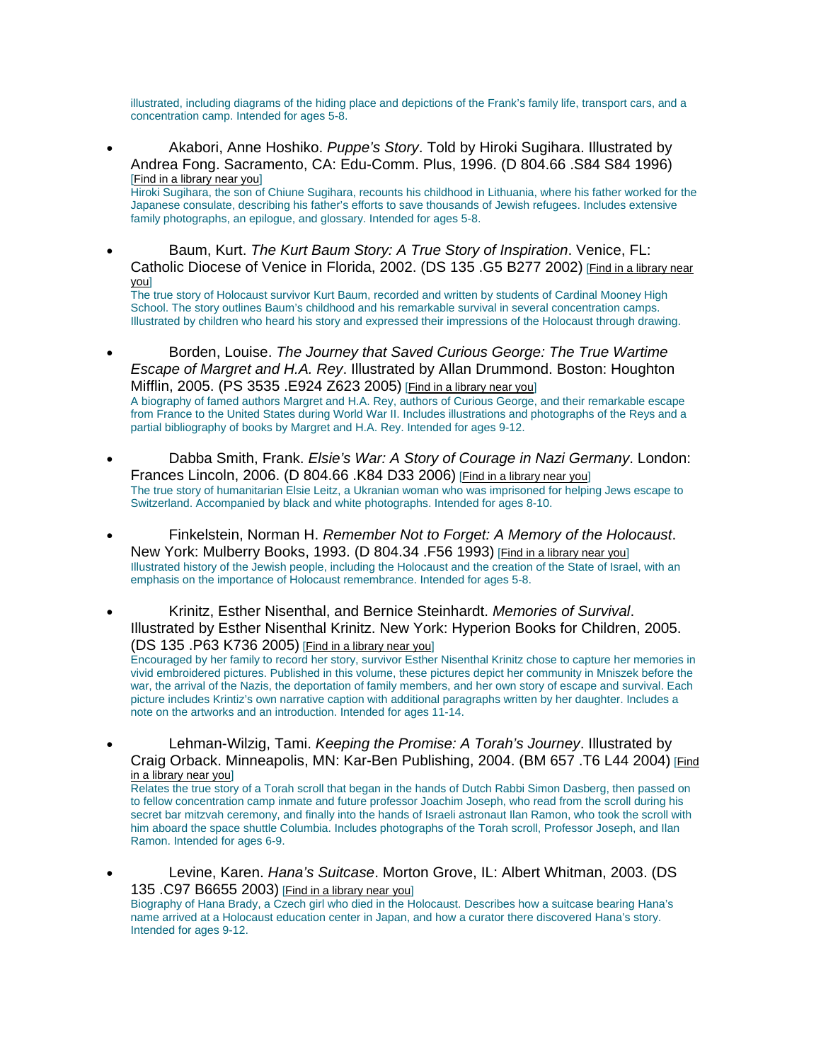illustrated, including diagrams of the hiding place and depictions of the Frank's family life, transport cars, and a concentration camp. Intended for ages 5-8.

- Akabori, Anne Hoshiko. *Puppe's Story*. Told by Hiroki Sugihara. Illustrated by Andrea Fong. Sacramento, CA: Edu-Comm. Plus, 1996. (D 804.66 .S84 S84 1996) [Find in a library near you]
  Hiroki Sugihara, the son of Chiune Sugihara, recounts his childhood in Lithuania, where his father worked for the Japanese consulate, describing his father's efforts to save thousands of Jewish refugees. Includes extensive family photographs, an epilogue, and glossary. Intended for ages 5-8.

- Baum, Kurt. *The Kurt Baum Story: A True Story of Inspiration*. Venice, FL: Catholic Diocese of Venice in Florida, 2002. (DS 135 .G5 B277 2002) [Find in a library near you]
  The true story of Holocaust survivor Kurt Baum, recorded and written by students of Cardinal Mooney High School. The story outlines Baum's childhood and his remarkable survival in several concentration camps. Illustrated by children who heard his story and expressed their impressions of the Holocaust through drawing.

- Borden, Louise. *The Journey that Saved Curious George: The True Wartime Escape of Margret and H.A. Rey*. Illustrated by Allan Drummond. Boston: Houghton Mifflin, 2005. (PS 3535 .E924 Z623 2005) [Find in a library near you]
  A biography of famed authors Margret and H.A. Rey, authors of Curious George, and their remarkable escape from France to the United States during World War II. Includes illustrations and photographs of the Reys and a partial bibliography of books by Margret and H.A. Rey. Intended for ages 9-12.

- Dabba Smith, Frank. *Elsie's War: A Story of Courage in Nazi Germany*. London: Frances Lincoln, 2006. (D 804.66 .K84 D33 2006) [Find in a library near you]
  The true story of humanitarian Elsie Leitz, a Ukranian woman who was imprisoned for helping Jews escape to Switzerland. Accompanied by black and white photographs. Intended for ages 8-10.

- Finkelstein, Norman H. *Remember Not to Forget: A Memory of the Holocaust*. New York: Mulberry Books, 1993. (D 804.34 .F56 1993) [Find in a library near you]
  Illustrated history of the Jewish people, including the Holocaust and the creation of the State of Israel, with an emphasis on the importance of Holocaust remembrance. Intended for ages 5-8.

- Krinitz, Esther Nisenthal, and Bernice Steinhardt. *Memories of Survival*. Illustrated by Esther Nisenthal Krinitz. New York: Hyperion Books for Children, 2005. (DS 135 .P63 K736 2005) [Find in a library near you]
  Encouraged by her family to record her story, survivor Esther Nisenthal Krinitz chose to capture her memories in vivid embroidered pictures. Published in this volume, these pictures depict her community in Mniszek before the war, the arrival of the Nazis, the deportation of family members, and her own story of escape and survival. Each picture includes Krintiz's own narrative caption with additional paragraphs written by her daughter. Includes a note on the artworks and an introduction. Intended for ages 11-14.

- Lehman-Wilzig, Tami. *Keeping the Promise: A Torah's Journey*. Illustrated by Craig Orback. Minneapolis, MN: Kar-Ben Publishing, 2004. (BM 657 .T6 L44 2004) [Find in a library near you]
  Relates the true story of a Torah scroll that began in the hands of Dutch Rabbi Simon Dasberg, then passed on to fellow concentration camp inmate and future professor Joachim Joseph, who read from the scroll during his secret bar mitzvah ceremony, and finally into the hands of Israeli astronaut Ilan Ramon, who took the scroll with him aboard the space shuttle Columbia. Includes photographs of the Torah scroll, Professor Joseph, and Ilan Ramon. Intended for ages 6-9.

- Levine, Karen. *Hana's Suitcase*. Morton Grove, IL: Albert Whitman, 2003. (DS 135 .C97 B6655 2003) [Find in a library near you]
  Biography of Hana Brady, a Czech girl who died in the Holocaust. Describes how a suitcase bearing Hana's name arrived at a Holocaust education center in Japan, and how a curator there discovered Hana's story. Intended for ages 9-12.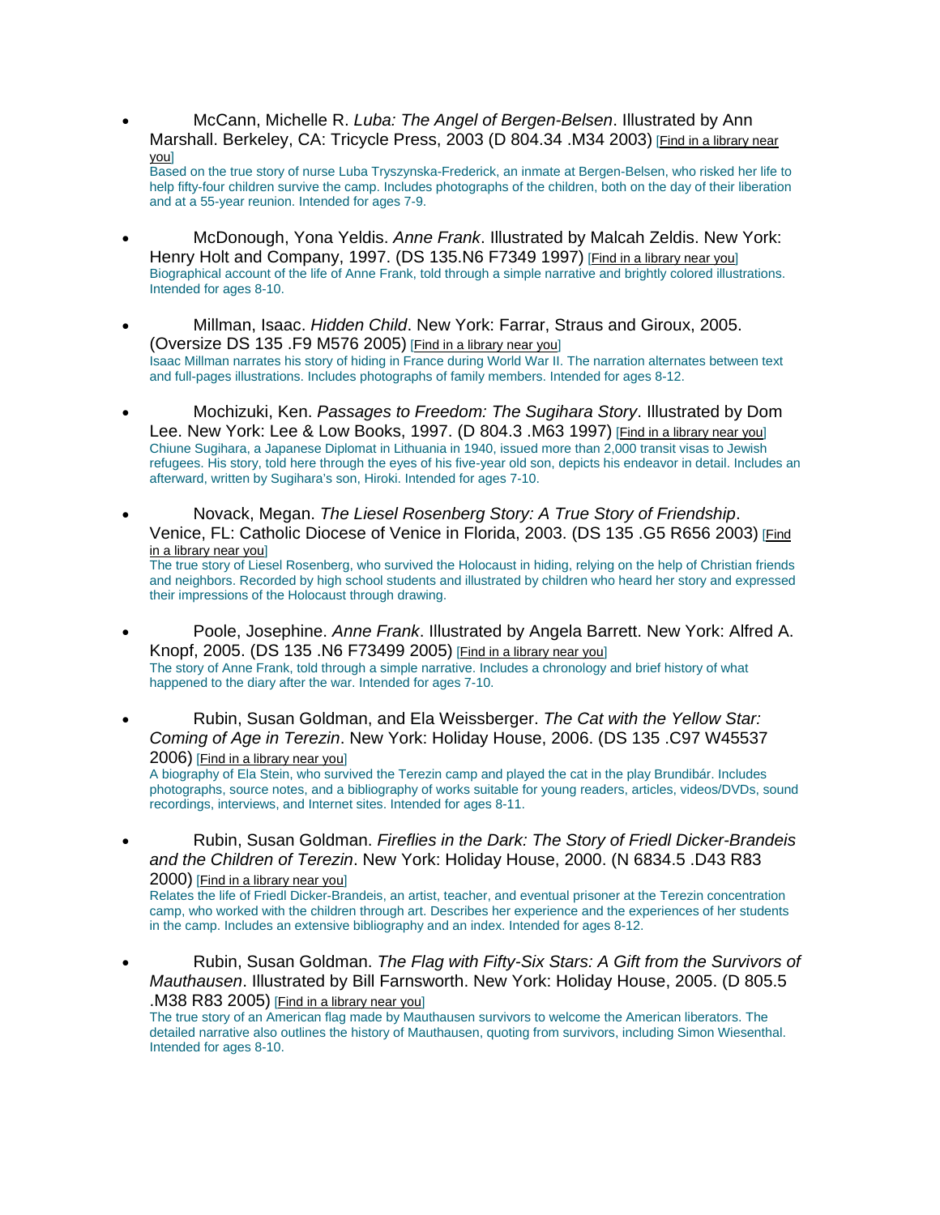- McCann, Michelle R. *Luba: The Angel of Bergen-Belsen*. Illustrated by Ann Marshall. Berkeley, CA: Tricycle Press, 2003 (D 804.34 .M34 2003) [Find in a library near you]
  Based on the true story of nurse Luba Tryszynska-Frederick, an inmate at Bergen-Belsen, who risked her life to help fifty-four children survive the camp. Includes photographs of the children, both on the day of their liberation and at a 55-year reunion. Intended for ages 7-9.

- McDonough, Yona Yeldis. *Anne Frank*. Illustrated by Malcah Zeldis. New York: Henry Holt and Company, 1997. (DS 135.N6 F7349 1997) [Find in a library near you]
  Biographical account of the life of Anne Frank, told through a simple narrative and brightly colored illustrations. Intended for ages 8-10.

- Millman, Isaac. *Hidden Child*. New York: Farrar, Straus and Giroux, 2005. (Oversize DS 135 .F9 M576 2005) [Find in a library near you]
  Isaac Millman narrates his story of hiding in France during World War II. The narration alternates between text and full-pages illustrations. Includes photographs of family members. Intended for ages 8-12.

- Mochizuki, Ken. *Passages to Freedom: The Sugihara Story*. Illustrated by Dom Lee. New York: Lee & Low Books, 1997. (D 804.3 .M63 1997) [Find in a library near you]
  Chiune Sugihara, a Japanese Diplomat in Lithuania in 1940, issued more than 2,000 transit visas to Jewish refugees. His story, told here through the eyes of his five-year old son, depicts his endeavor in detail. Includes an afterward, written by Sugihara's son, Hiroki. Intended for ages 7-10.

- Novack, Megan. *The Liesel Rosenberg Story: A True Story of Friendship*. Venice, FL: Catholic Diocese of Venice in Florida, 2003. (DS 135 .G5 R656 2003) [Find in a library near you]
  The true story of Liesel Rosenberg, who survived the Holocaust in hiding, relying on the help of Christian friends and neighbors. Recorded by high school students and illustrated by children who heard her story and expressed their impressions of the Holocaust through drawing.

- Poole, Josephine. *Anne Frank*. Illustrated by Angela Barrett. New York: Alfred A. Knopf, 2005. (DS 135 .N6 F73499 2005) [Find in a library near you]
  The story of Anne Frank, told through a simple narrative. Includes a chronology and brief history of what happened to the diary after the war. Intended for ages 7-10.

- Rubin, Susan Goldman, and Ela Weissberger. *The Cat with the Yellow Star: Coming of Age in Terezin*. New York: Holiday House, 2006. (DS 135 .C97 W45537 2006) [Find in a library near you]
  A biography of Ela Stein, who survived the Terezin camp and played the cat in the play Brundibár. Includes photographs, source notes, and a bibliography of works suitable for young readers, articles, videos/DVDs, sound recordings, interviews, and Internet sites. Intended for ages 8-11.

- Rubin, Susan Goldman. *Fireflies in the Dark: The Story of Friedl Dicker-Brandeis and the Children of Terezin*. New York: Holiday House, 2000. (N 6834.5 .D43 R83 2000) [Find in a library near you]
  Relates the life of Friedl Dicker-Brandeis, an artist, teacher, and eventual prisoner at the Terezin concentration camp, who worked with the children through art. Describes her experience and the experiences of her students in the camp. Includes an extensive bibliography and an index. Intended for ages 8-12.

- Rubin, Susan Goldman. *The Flag with Fifty-Six Stars: A Gift from the Survivors of Mauthausen*. Illustrated by Bill Farnsworth. New York: Holiday House, 2005. (D 805.5 .M38 R83 2005) [Find in a library near you]
  The true story of an American flag made by Mauthausen survivors to welcome the American liberators. The detailed narrative also outlines the history of Mauthausen, quoting from survivors, including Simon Wiesenthal. Intended for ages 8-10.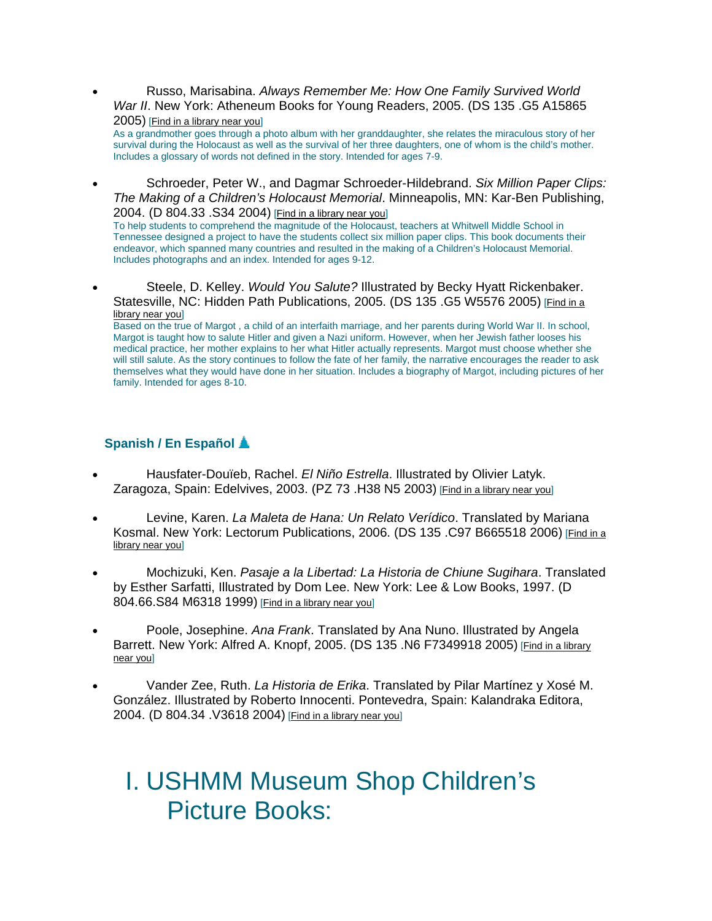- Russo, Marisabina. *Always Remember Me: How One Family Survived World War II*. New York: Atheneum Books for Young Readers, 2005. (DS 135 .G5 A15865 2005) [Find in a library near you]
  As a grandmother goes through a photo album with her granddaughter, she relates the miraculous story of her survival during the Holocaust as well as the survival of her three daughters, one of whom is the child's mother. Includes a glossary of words not defined in the story. Intended for ages 7-9.

- Schroeder, Peter W., and Dagmar Schroeder-Hildebrand. *Six Million Paper Clips: The Making of a Children's Holocaust Memorial*. Minneapolis, MN: Kar-Ben Publishing, 2004. (D 804.33 .S34 2004) [Find in a library near you]
  To help students to comprehend the magnitude of the Holocaust, teachers at Whitwell Middle School in Tennessee designed a project to have the students collect six million paper clips. This book documents their endeavor, which spanned many countries and resulted in the making of a Children's Holocaust Memorial. Includes photographs and an index. Intended for ages 9-12.

- Steele, D. Kelley. *Would You Salute?* Illustrated by Becky Hyatt Rickenbaker. Statesville, NC: Hidden Path Publications, 2005. (DS 135 .G5 W5576 2005) [Find in a library near you]
  Based on the true of Margot , a child of an interfaith marriage, and her parents during World War II. In school, Margot is taught how to salute Hitler and given a Nazi uniform. However, when her Jewish father looses his medical practice, her mother explains to her what Hitler actually represents. Margot must choose whether she will still salute. As the story continues to follow the fate of her family, the narrative encourages the reader to ask themselves what they would have done in her situation. Includes a biography of Margot, including pictures of her family. Intended for ages 8-10.

### Spanish / En Español

- Hausfater-Douïeb, Rachel. *El Niño Estrella*. Illustrated by Olivier Latyk. Zaragoza, Spain: Edelvives, 2003. (PZ 73 .H38 N5 2003) [Find in a library near you]

- Levine, Karen. *La Maleta de Hana: Un Relato Verídico*. Translated by Mariana Kosmal. New York: Lectorum Publications, 2006. (DS 135 .C97 B665518 2006) [Find in a library near you]

- Mochizuki, Ken. *Pasaje a la Libertad: La Historia de Chiune Sugihara*. Translated by Esther Sarfatti, Illustrated by Dom Lee. New York: Lee & Low Books, 1997. (D 804.66.S84 M6318 1999) [Find in a library near you]

- Poole, Josephine. *Ana Frank*. Translated by Ana Nuno. Illustrated by Angela Barrett. New York: Alfred A. Knopf, 2005. (DS 135 .N6 F7349918 2005) [Find in a library near you]

- Vander Zee, Ruth. *La Historia de Erika*. Translated by Pilar Martínez y Xosé M. González. Illustrated by Roberto Innocenti. Pontevedra, Spain: Kalandraka Editora, 2004. (D 804.34 .V3618 2004) [Find in a library near you]

# I. USHMM Museum Shop Children's Picture Books: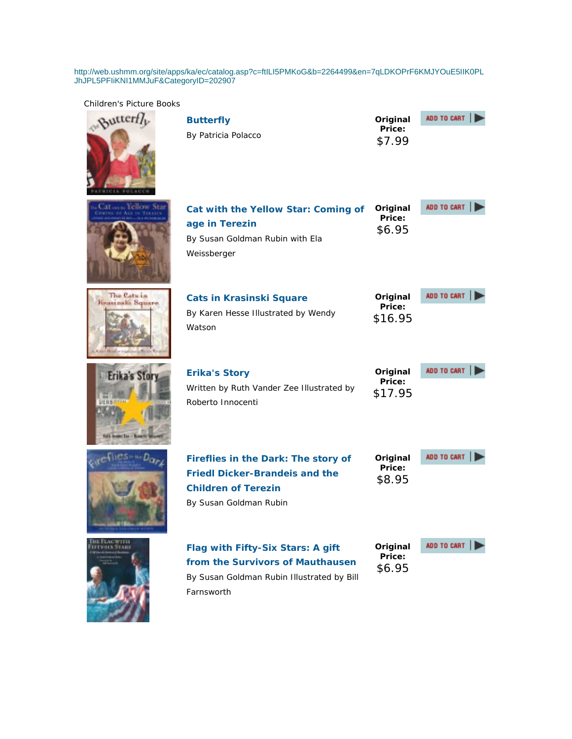http://web.ushmm.org/site/apps/ka/ec/catalog.asp?c=ftILI5PMKoG&b=2264499&en=7qLDKOPrF6KMJYOuE5IIK0PLJhJPL5PFIiKNI1MMJuF&CategoryID=202907

Children's Picture Books

| Title | Author | Original Price |
|---|---|---|
| **Butterfly** | By Patricia Polacco | $7.99 |
| **Cat with the Yellow Star: Coming of age in Terezin** | By Susan Goldman Rubin with Ela Weissberger | $6.95 |
| **Cats in Krasinski Square** | By Karen Hesse Illustrated by Wendy Watson | $16.95 |
| **Erika's Story** | Written by Ruth Vander Zee Illustrated by Roberto Innocenti | $17.95 |
| **Fireflies in the Dark: The story of Friedl Dicker-Brandeis and the Children of Terezin** | By Susan Goldman Rubin | $8.95 |
| **Flag with Fifty-Six Stars: A gift from the Survivors of Mauthausen** | By Susan Goldman Rubin Illustrated by Bill Farnsworth | $6.95 |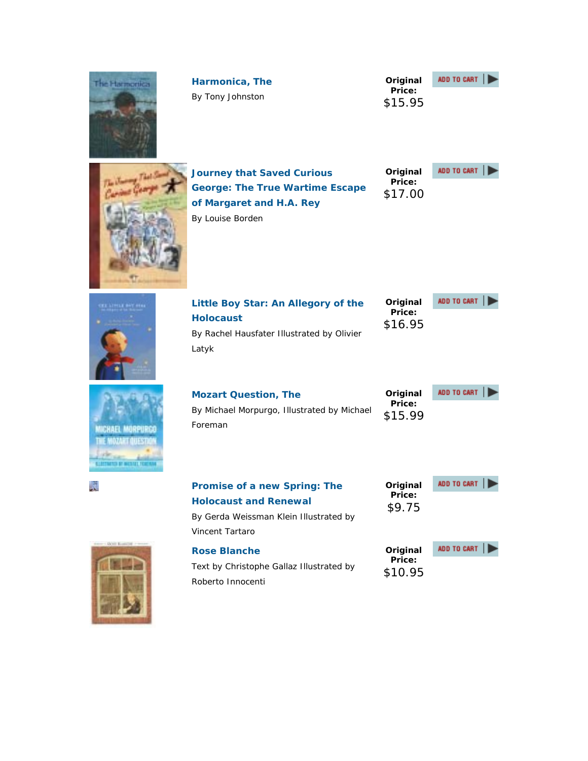**Harmonica, The**

By Tony Johnston

**Original Price:** $15.95

ADD TO CART

**Journey that Saved Curious George: The True Wartime Escape of Margaret and H.A. Rey**

By Louise Borden

**Original Price:** $17.00

ADD TO CART

**Little Boy Star: An Allegory of the Holocaust**

By Rachel Hausfater Illustrated by Olivier Latyk

**Original Price:** $16.95

ADD TO CART

**Mozart Question, The**

By Michael Morpurgo, Illustrated by Michael Foreman

**Original Price:** $15.99

ADD TO CART

**Promise of a new Spring: The Holocaust and Renewal**

By Gerda Weissman Klein Illustrated by Vincent Tartaro

**Original Price:** $9.75

ADD TO CART

**Rose Blanche**

Text by Christophe Gallaz Illustrated by Roberto Innocenti

**Original Price:** $10.95

ADD TO CART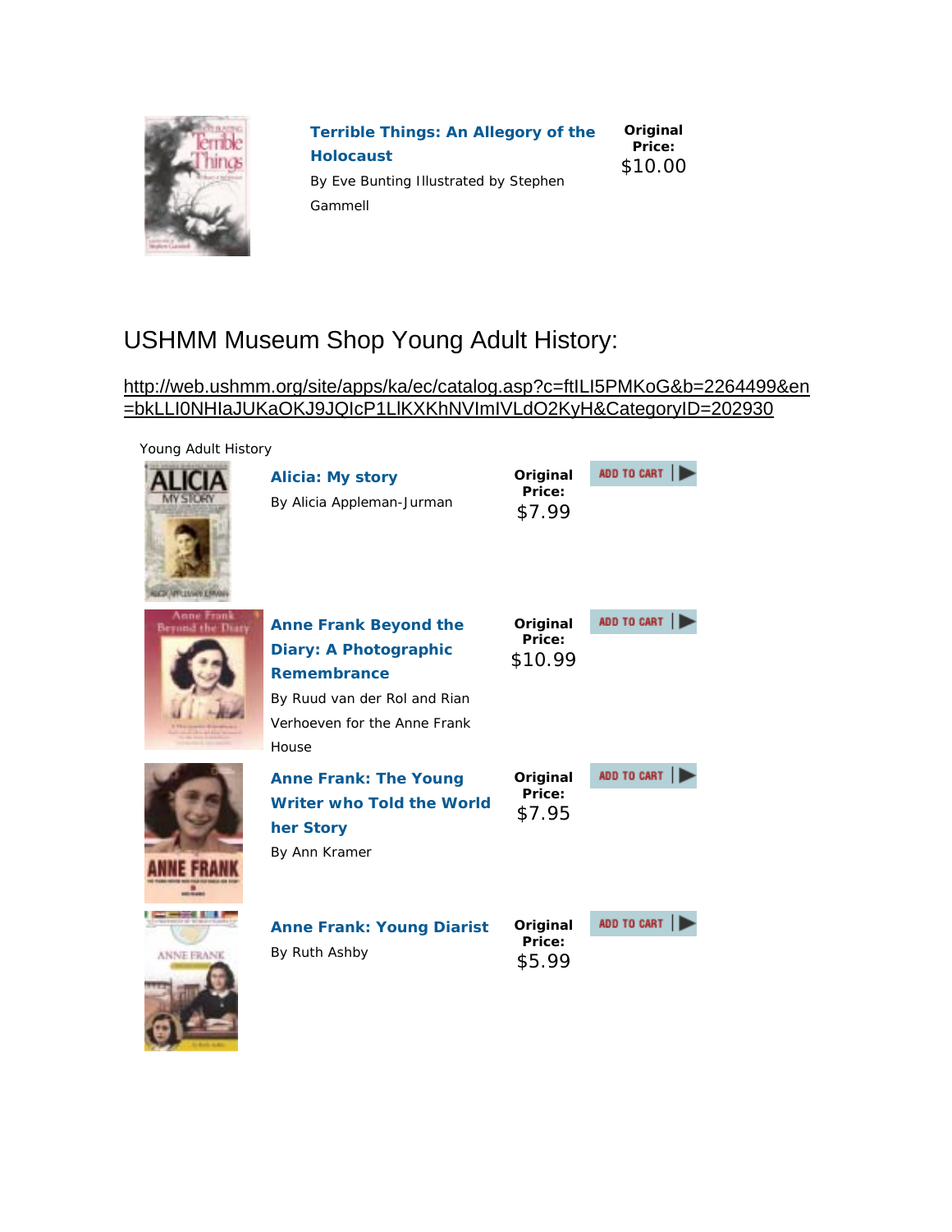**Terrible Things: An Allegory of the Holocaust**
By Eve Bunting Illustrated by Stephen Gammell

**Original Price:** $10.00

## USHMM Museum Shop Young Adult History:

http://web.ushmm.org/site/apps/ka/ec/catalog.asp?c=ftILI5PMKoG&b=2264499&en=bkLLI0NHIaJUKaOKJ9JQIcP1LlKXKhNVImIVLdO2KyH&CategoryID=202930

Young Adult History

**Alicia: My story**
By Alicia Appleman-Jurman

**Original Price:** $7.99

ADD TO CART

**Anne Frank Beyond the Diary: A Photographic Remembrance**
By Ruud van der Rol and Rian Verhoeven for the Anne Frank House

**Original Price:** $10.99

ADD TO CART

**Anne Frank: The Young Writer who Told the World her Story**
By Ann Kramer

**Original Price:** $7.95

ADD TO CART

**Anne Frank: Young Diarist**
By Ruth Ashby

**Original Price:** $5.99

ADD TO CART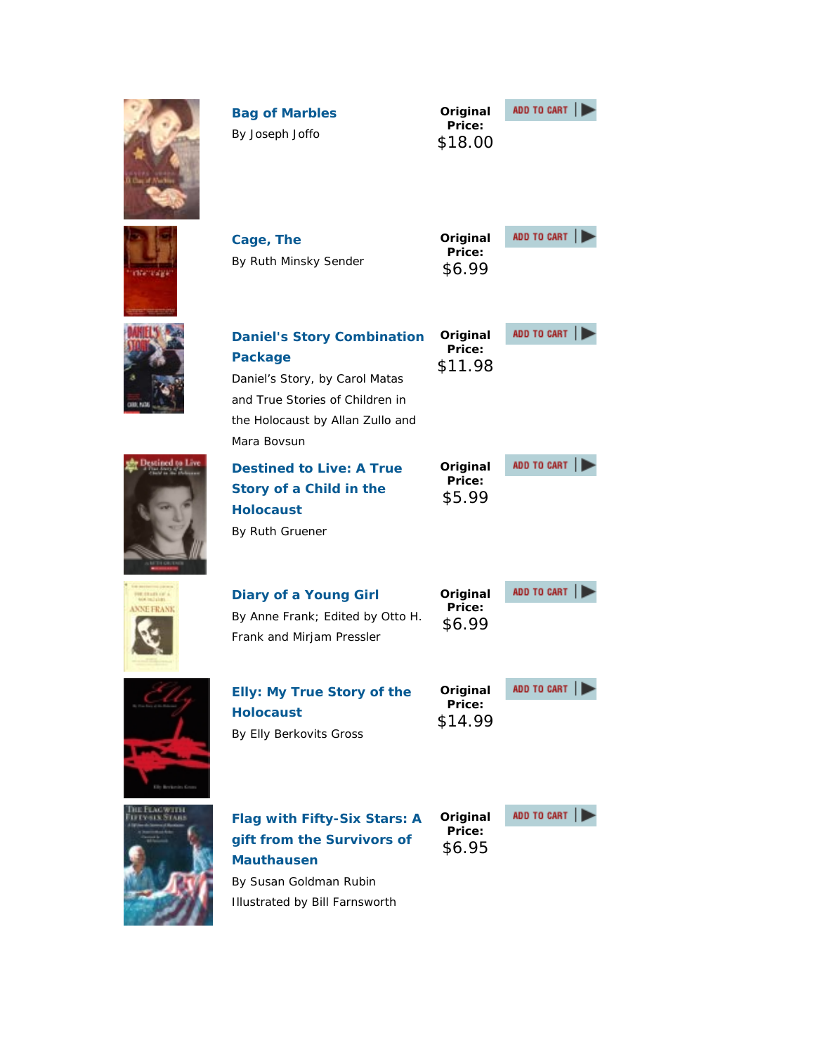**Bag of Marbles**

By Joseph Joffo

**Original Price:** $18.00

ADD TO CART

**Cage, The**

By Ruth Minsky Sender

**Original Price:** $6.99

ADD TO CART

**Daniel's Story Combination Package**

Daniel's Story, by Carol Matas and True Stories of Children in the Holocaust by Allan Zullo and Mara Bovsun

**Original Price:** $11.98

ADD TO CART

**Destined to Live: A True Story of a Child in the Holocaust**

By Ruth Gruener

**Original Price:** $5.99

ADD TO CART

**Diary of a Young Girl**

By Anne Frank; Edited by Otto H. Frank and Mirjam Pressler

**Original Price:** $6.99

ADD TO CART

**Elly: My True Story of the Holocaust**

By Elly Berkovits Gross

**Original Price:** $14.99

ADD TO CART

**Flag with Fifty-Six Stars: A gift from the Survivors of Mauthausen**

By Susan Goldman Rubin
Illustrated by Bill Farnsworth

**Original Price:** $6.95

ADD TO CART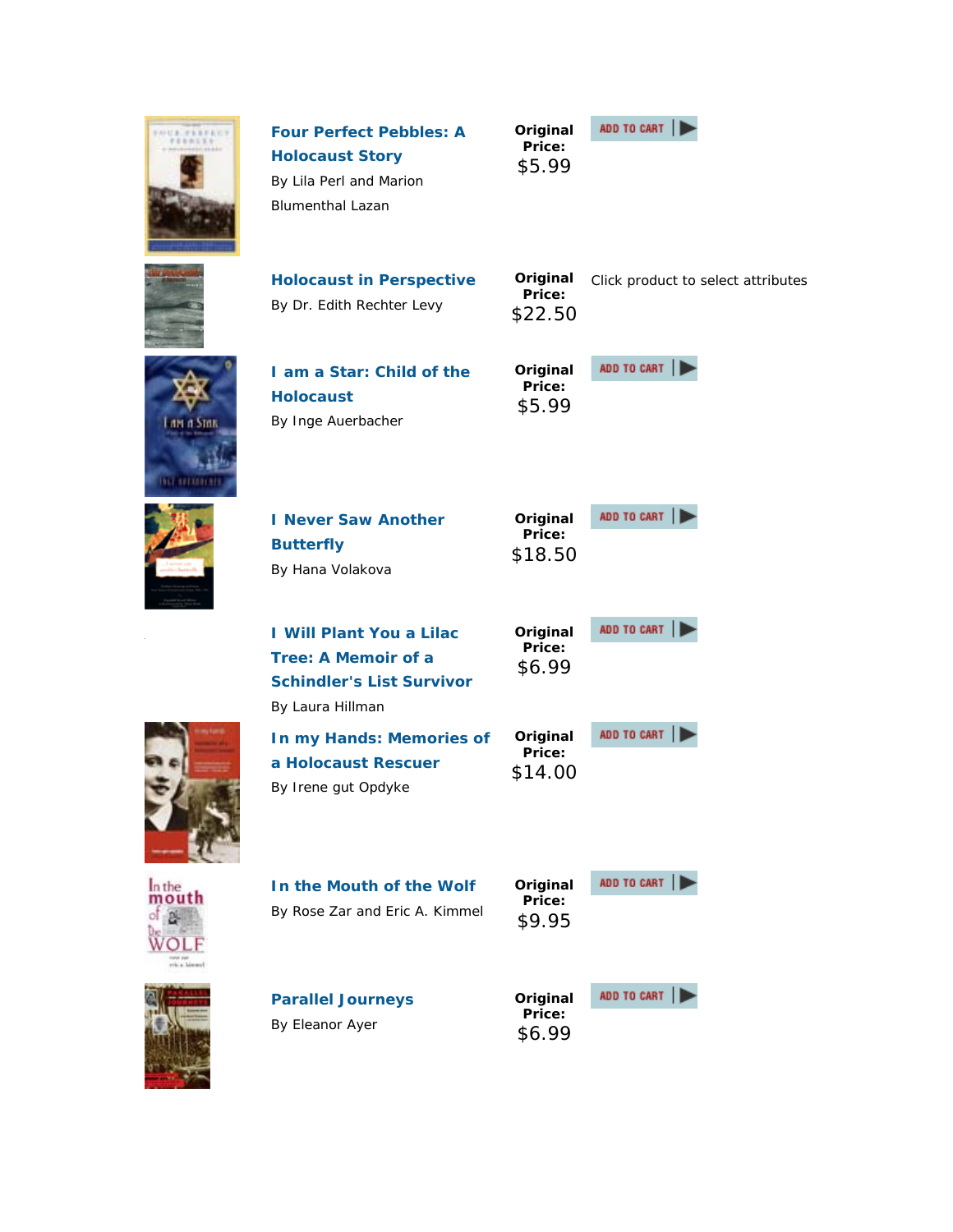**Four Perfect Pebbles: A Holocaust Story**
By Lila Perl and Marion Blumenthal Lazan

**Original Price:** $5.99

ADD TO CART

**Holocaust in Perspective**
By Dr. Edith Rechter Levy

**Original Price:** $22.50

Click product to select attributes

**I am a Star: Child of the Holocaust**
By Inge Auerbacher

**Original Price:** $5.99

ADD TO CART

**I Never Saw Another Butterfly**
By Hana Volakova

**Original Price:** $18.50

ADD TO CART

**I Will Plant You a Lilac Tree: A Memoir of a Schindler's List Survivor**
By Laura Hillman

**Original Price:** $6.99

ADD TO CART

**In my Hands: Memories of a Holocaust Rescuer**
By Irene gut Opdyke

**Original Price:** $14.00

ADD TO CART

**In the Mouth of the Wolf**
By Rose Zar and Eric A. Kimmel

**Original Price:** $9.95

ADD TO CART

**Parallel Journeys**
By Eleanor Ayer

**Original Price:** $6.99

ADD TO CART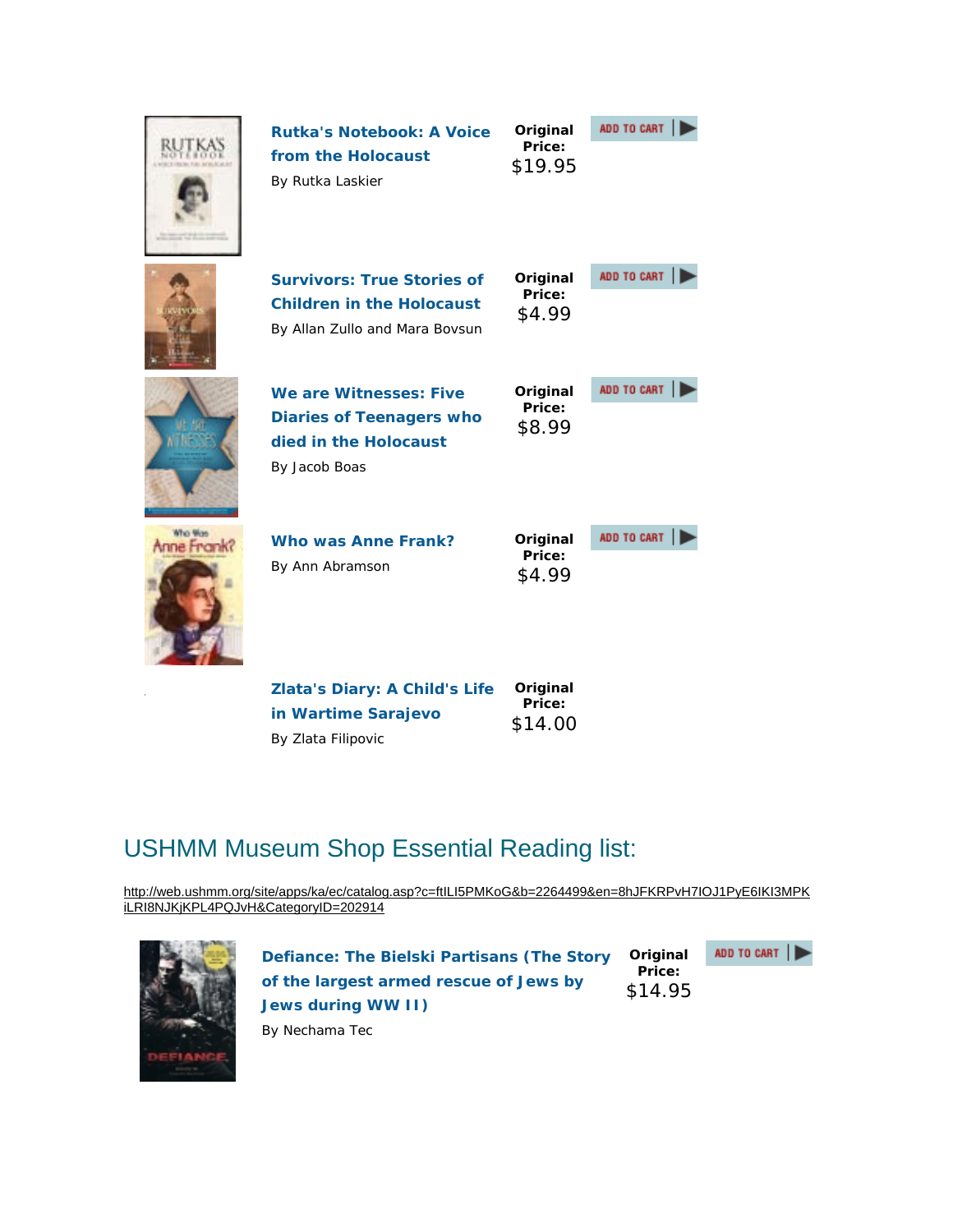**Rutka's Notebook: A Voice from the Holocaust**
By Rutka Laskier

**Original Price:** $19.95

ADD TO CART

**Survivors: True Stories of Children in the Holocaust**
By Allan Zullo and Mara Bovsun

**Original Price:** $4.99

ADD TO CART

**We are Witnesses: Five Diaries of Teenagers who died in the Holocaust**
By Jacob Boas

**Original Price:** $8.99

ADD TO CART

**Who was Anne Frank?**
By Ann Abramson

**Original Price:** $4.99

ADD TO CART

**Zlata's Diary: A Child's Life in Wartime Sarajevo**
By Zlata Filipovic

**Original Price:** $14.00

## USHMM Museum Shop Essential Reading list:

http://web.ushmm.org/site/apps/ka/ec/catalog.asp?c=ftILI5PMKoG&b=2264499&en=8hJFKRPvH7IOJ1PyE6IKI3MPKiLRI8NJKjKPL4PQJvH&CategoryID=202914

**Defiance: The Bielski Partisans (The Story of the largest armed rescue of Jews by Jews during WW II)**
By Nechama Tec

**Original Price:** $14.95

ADD TO CART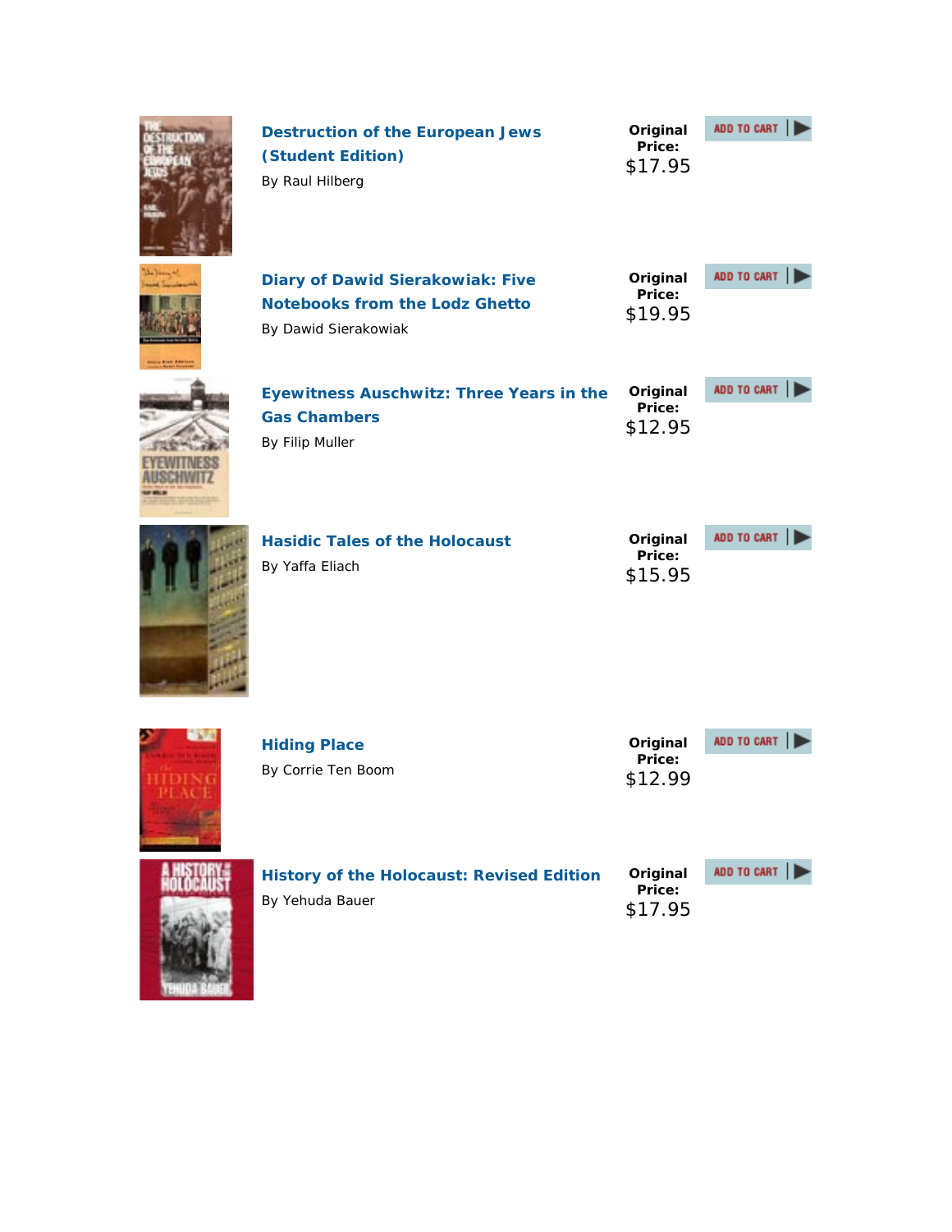**Destruction of the European Jews (Student Edition)**

By Raul Hilberg

**Original Price:** $17.95

ADD TO CART

**Diary of Dawid Sierakowiak: Five Notebooks from the Lodz Ghetto**

By Dawid Sierakowiak

**Original Price:** $19.95

ADD TO CART

**Eyewitness Auschwitz: Three Years in the Gas Chambers**

By Filip Muller

**Original Price:** $12.95

ADD TO CART

**Hasidic Tales of the Holocaust**

By Yaffa Eliach

**Original Price:** $15.95

ADD TO CART

**Hiding Place**

By Corrie Ten Boom

**Original Price:** $12.99

ADD TO CART

**History of the Holocaust: Revised Edition**

By Yehuda Bauer

**Original Price:** $17.95

ADD TO CART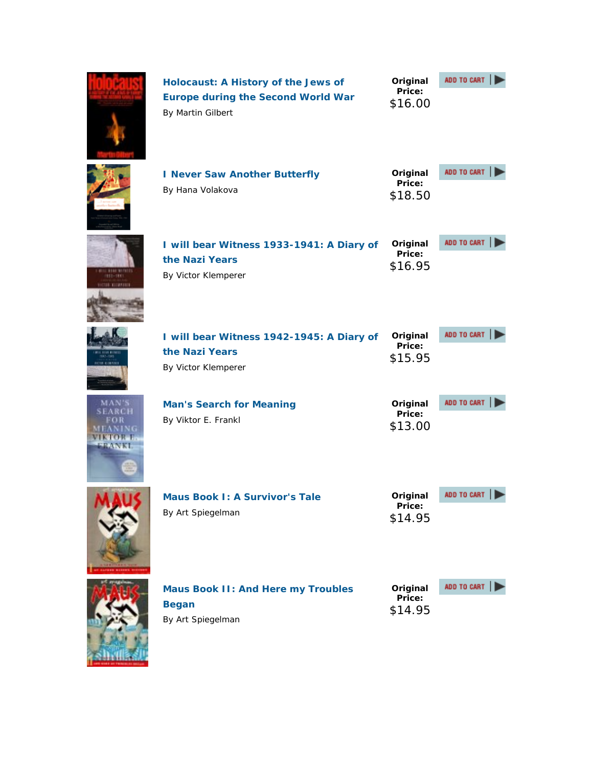**Holocaust: A History of the Jews of Europe during the Second World War**
By Martin Gilbert
**Original Price:** $16.00
ADD TO CART

**I Never Saw Another Butterfly**
By Hana Volakova
**Original Price:** $18.50
ADD TO CART

**I will bear Witness 1933-1941: A Diary of the Nazi Years**
By Victor Klemperer
**Original Price:** $16.95
ADD TO CART

**I will bear Witness 1942-1945: A Diary of the Nazi Years**
By Victor Klemperer
**Original Price:** $15.95
ADD TO CART

**Man's Search for Meaning**
By Viktor E. Frankl
**Original Price:** $13.00
ADD TO CART

**Maus Book I: A Survivor's Tale**
By Art Spiegelman
**Original Price:** $14.95
ADD TO CART

**Maus Book II: And Here my Troubles Began**
By Art Spiegelman
**Original Price:** $14.95
ADD TO CART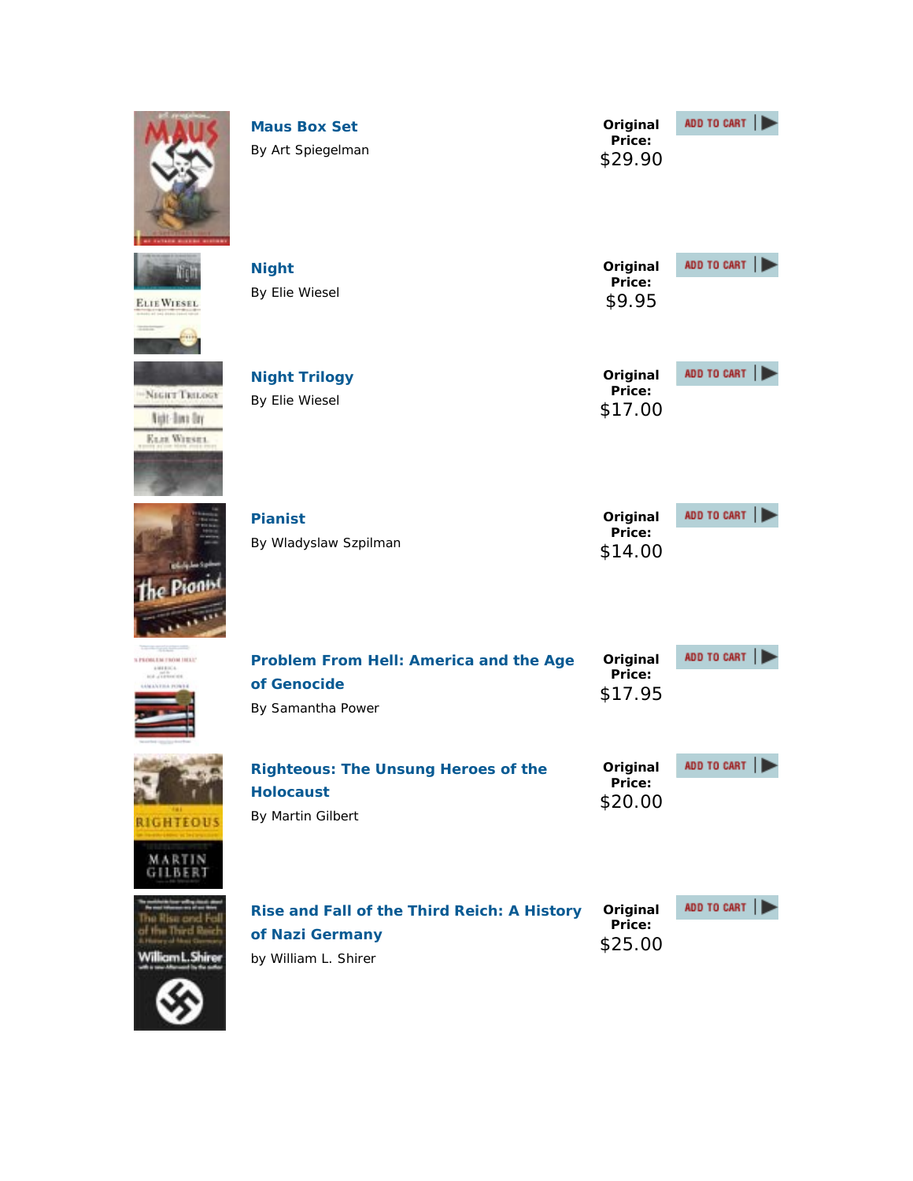**Maus Box Set**

By Art Spiegelman

**Original Price:** $29.90

ADD TO CART

**Night**

By Elie Wiesel

**Original Price:** $9.95

ADD TO CART

**Night Trilogy**

By Elie Wiesel

**Original Price:** $17.00

ADD TO CART

**Pianist**

By Wladyslaw Szpilman

**Original Price:** $14.00

ADD TO CART

**Problem From Hell: America and the Age of Genocide**

By Samantha Power

**Original Price:** $17.95

ADD TO CART

**Righteous: The Unsung Heroes of the Holocaust**

By Martin Gilbert

**Original Price:** $20.00

ADD TO CART

**Rise and Fall of the Third Reich: A History of Nazi Germany**

by William L. Shirer

**Original Price:** $25.00

ADD TO CART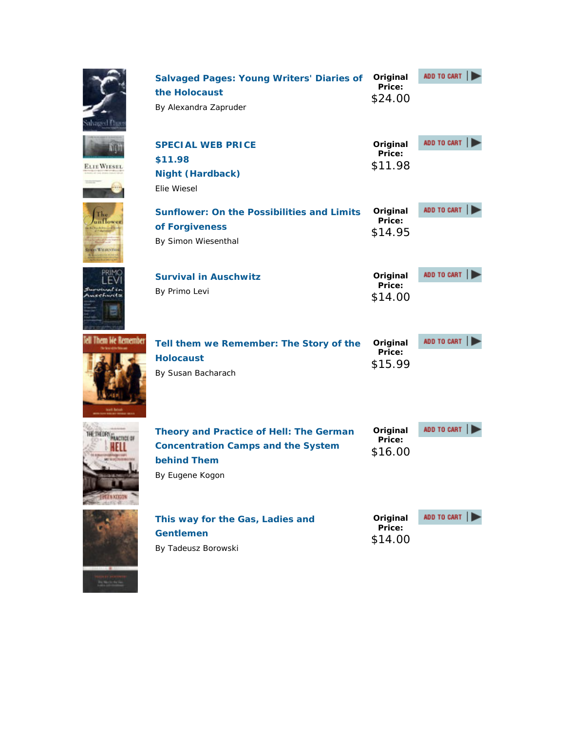**Salvaged Pages: Young Writers' Diaries of the Holocaust**

By Alexandra Zapruder

**Original Price:** $24.00

ADD TO CART

**SPECIAL WEB PRICE $11.98**
**Night (Hardback)**

Elie Wiesel

**Original Price:** $11.98

ADD TO CART

**Sunflower: On the Possibilities and Limits of Forgiveness**

By Simon Wiesenthal

**Original Price:** $14.95

ADD TO CART

**Survival in Auschwitz**

By Primo Levi

**Original Price:** $14.00

ADD TO CART

**Tell them we Remember: The Story of the Holocaust**

By Susan Bacharach

**Original Price:** $15.99

ADD TO CART

**Theory and Practice of Hell: The German Concentration Camps and the System behind Them**

By Eugene Kogon

**Original Price:** $16.00

ADD TO CART

**This way for the Gas, Ladies and Gentlemen**

By Tadeusz Borowski

**Original Price:** $14.00

ADD TO CART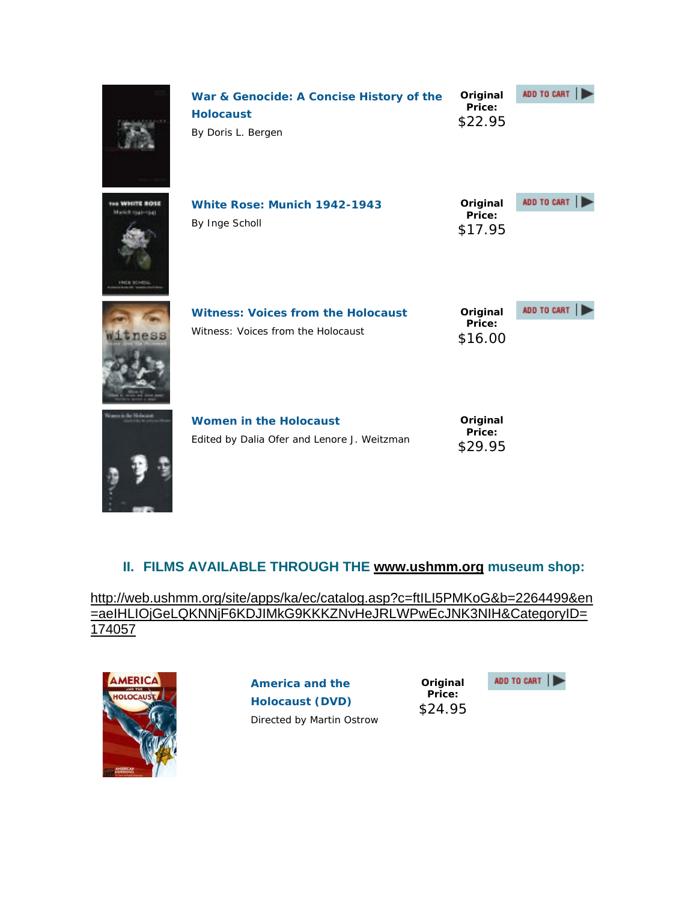**War & Genocide: A Concise History of the Holocaust**
By Doris L. Bergen

**Original Price:** $22.95

ADD TO CART

**White Rose: Munich 1942-1943**
By Inge Scholl

**Original Price:** $17.95

ADD TO CART

**Witness: Voices from the Holocaust**
Witness: Voices from the Holocaust

**Original Price:** $16.00

ADD TO CART

**Women in the Holocaust**
Edited by Dalia Ofer and Lenore J. Weitzman

**Original Price:** $29.95

## II. FILMS AVAILABLE THROUGH THE www.ushmm.org museum shop:

http://web.ushmm.org/site/apps/ka/ec/catalog.asp?c=ftILI5PMKoG&b=2264499&en=aeIHLIOjGeLQKNNjF6KDJIMkG9KKKZNvHeJRLWPwEcJNK3NIH&CategoryID=174057

**America and the Holocaust (DVD)**
Directed by Martin Ostrow

**Original Price:** $24.95

ADD TO CART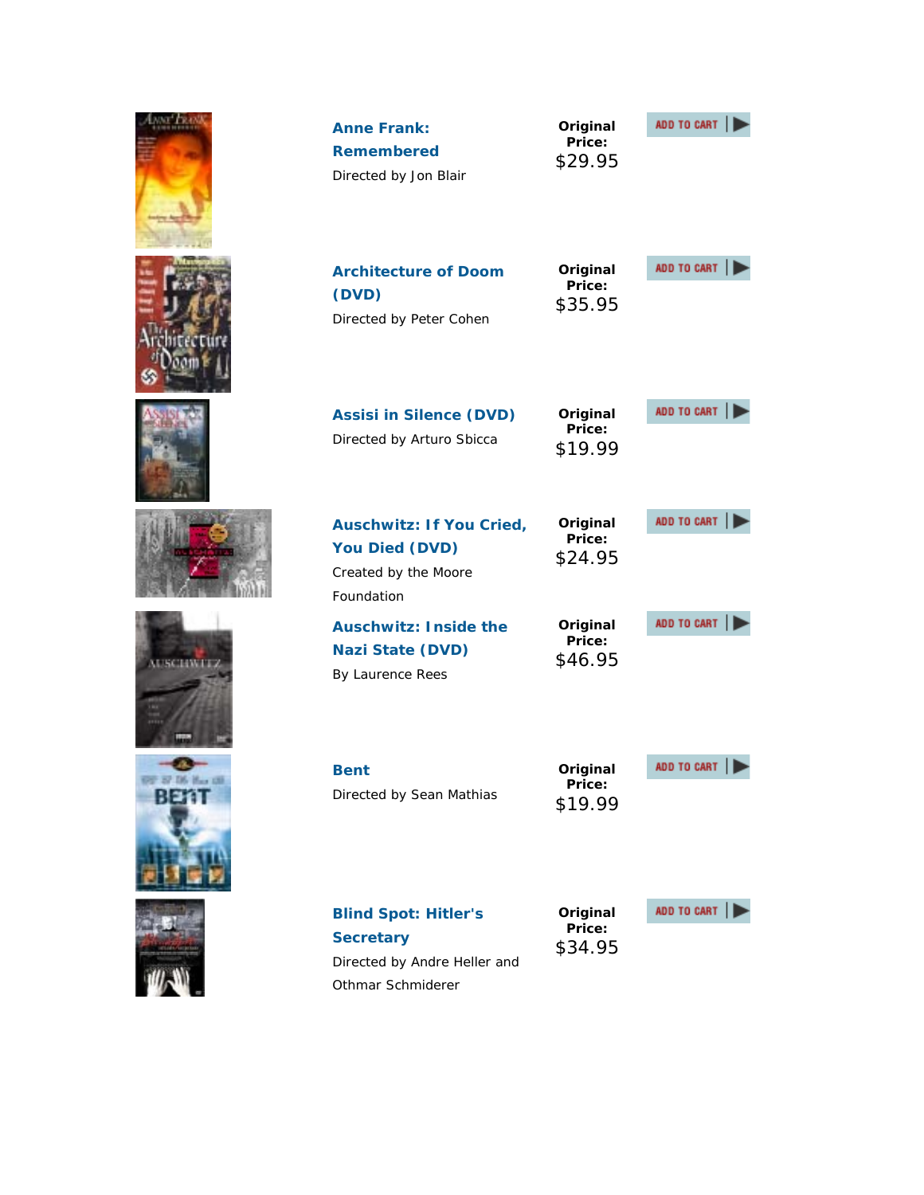**Anne Frank: Remembered**

Directed by Jon Blair

**Original Price:** $29.95

ADD TO CART

**Architecture of Doom (DVD)**

Directed by Peter Cohen

**Original Price:** $35.95

ADD TO CART

**Assisi in Silence (DVD)**

Directed by Arturo Sbicca

**Original Price:** $19.99

ADD TO CART

**Auschwitz: If You Cried, You Died (DVD)**

Created by the Moore Foundation

**Original Price:** $24.95

ADD TO CART

**Auschwitz: Inside the Nazi State (DVD)**

By Laurence Rees

**Original Price:** $46.95

ADD TO CART

**Bent**

Directed by Sean Mathias

**Original Price:** $19.99

ADD TO CART

**Blind Spot: Hitler's Secretary**

Directed by Andre Heller and Othmar Schmiderer

**Original Price:** $34.95

ADD TO CART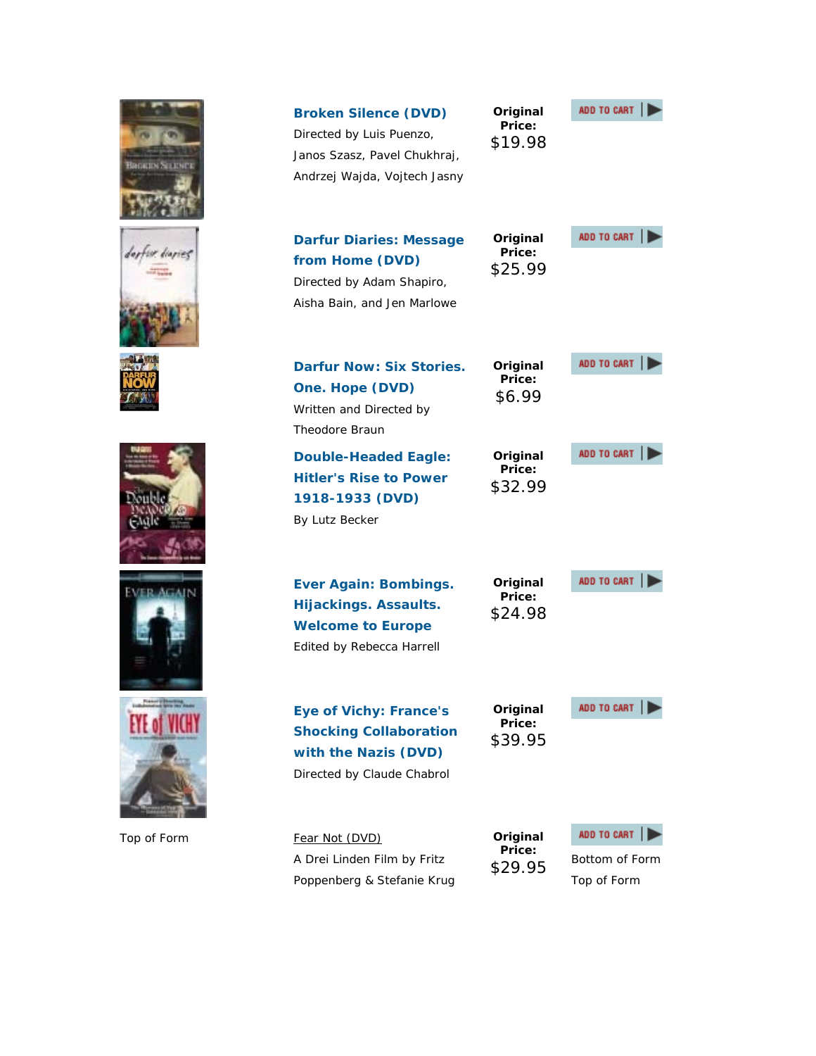**Broken Silence (DVD)**
Directed by Luis Puenzo, Janos Szasz, Pavel Chukhraj, Andrzej Wajda, Vojtech Jasny

**Original Price:** $19.98

ADD TO CART

**Darfur Diaries: Message from Home (DVD)**
Directed by Adam Shapiro, Aisha Bain, and Jen Marlowe

**Original Price:** $25.99

ADD TO CART

**Darfur Now: Six Stories. One. Hope (DVD)**
Written and Directed by Theodore Braun

**Original Price:** $6.99

ADD TO CART

**Double-Headed Eagle: Hitler's Rise to Power 1918-1933 (DVD)**
By Lutz Becker

**Original Price:** $32.99

ADD TO CART

**Ever Again: Bombings. Hijackings. Assaults. Welcome to Europe**
Edited by Rebecca Harrell

**Original Price:** $24.98

ADD TO CART

**Eye of Vichy: France's Shocking Collaboration with the Nazis (DVD)**
Directed by Claude Chabrol

**Original Price:** $39.95

ADD TO CART

Top of Form

Fear Not (DVD)
A Drei Linden Film by Fritz Poppenberg & Stefanie Krug

**Original Price:** $29.95

ADD TO CART

Bottom of Form

Top of Form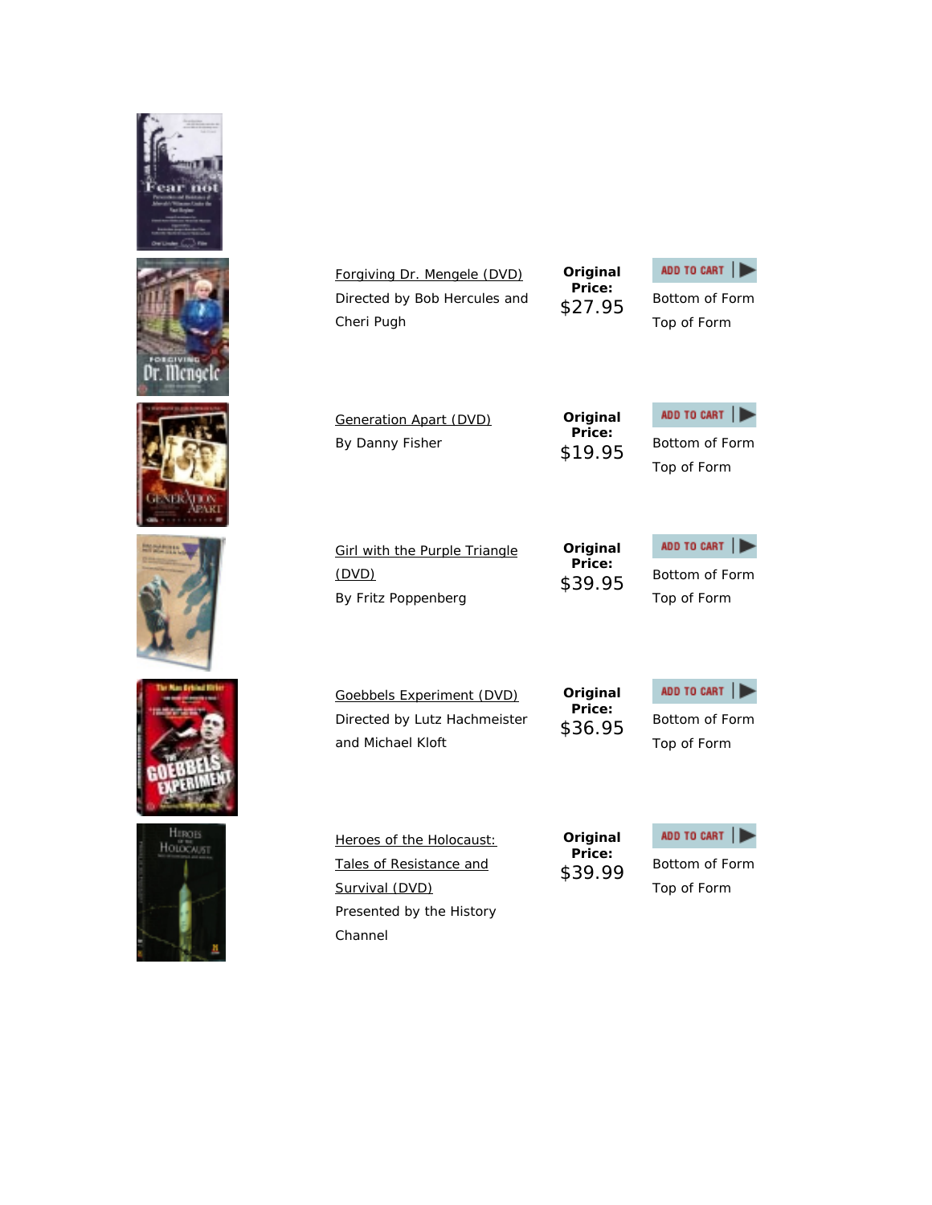| Title | Price | |
|---|---|---|
| Forgiving Dr. Mengele (DVD)<br>Directed by Bob Hercules and Cheri Pugh | **Original Price:** $27.95 | ADD TO CART<br>Bottom of Form<br>Top of Form |
| Generation Apart (DVD)<br>By Danny Fisher | **Original Price:** $19.95 | ADD TO CART<br>Bottom of Form<br>Top of Form |
| Girl with the Purple Triangle (DVD)<br>By Fritz Poppenberg | **Original Price:** $39.95 | ADD TO CART<br>Bottom of Form<br>Top of Form |
| Goebbels Experiment (DVD)<br>Directed by Lutz Hachmeister and Michael Kloft | **Original Price:** $36.95 | ADD TO CART<br>Bottom of Form<br>Top of Form |
| Heroes of the Holocaust: Tales of Resistance and Survival (DVD)<br>Presented by the History Channel | **Original Price:** $39.99 | ADD TO CART<br>Bottom of Form<br>Top of Form |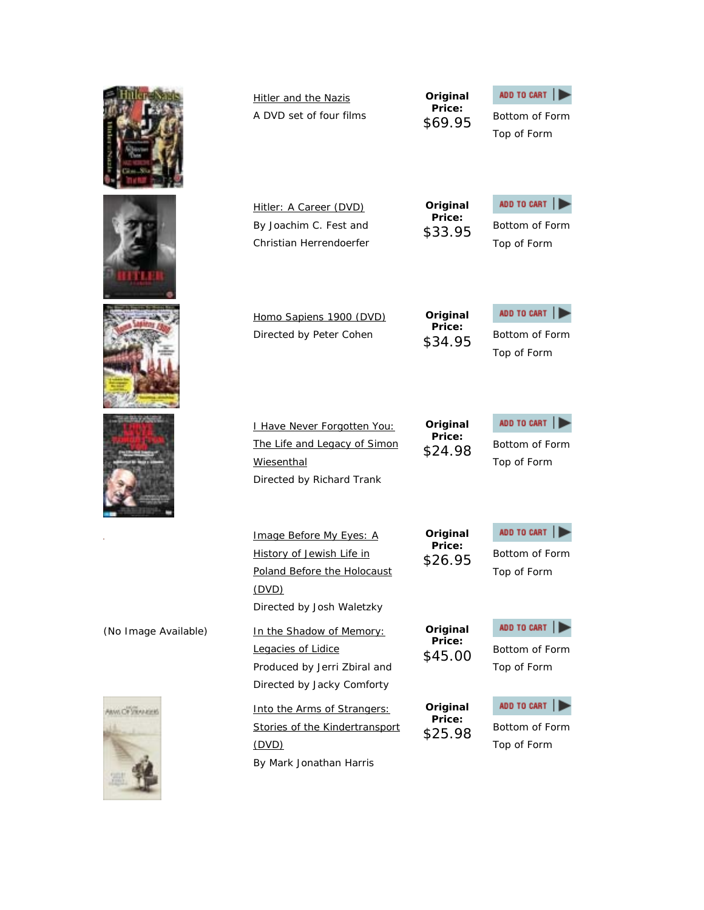| | | | |
|---|---|---|---|
| | Hitler and the Nazis<br>A DVD set of four films | **Original Price:** $69.95 | ADD TO CART<br>Bottom of Form<br>Top of Form |
| | Hitler: A Career (DVD)<br>By Joachim C. Fest and Christian Herrendoerfer | **Original Price:** $33.95 | ADD TO CART<br>Bottom of Form<br>Top of Form |
| | Homo Sapiens 1900 (DVD)<br>Directed by Peter Cohen | **Original Price:** $34.95 | ADD TO CART<br>Bottom of Form<br>Top of Form |
| | I Have Never Forgotten You: The Life and Legacy of Simon Wiesenthal<br>Directed by Richard Trank | **Original Price:** $24.98 | ADD TO CART<br>Bottom of Form<br>Top of Form |
| . | Image Before My Eyes: A History of Jewish Life in Poland Before the Holocaust (DVD)<br>Directed by Josh Waletzky | **Original Price:** $26.95 | ADD TO CART<br>Bottom of Form<br>Top of Form |
| (No Image Available) | In the Shadow of Memory: Legacies of Lidice<br>Produced by Jerri Zbiral and Directed by Jacky Comforty | **Original Price:** $45.00 | ADD TO CART<br>Bottom of Form<br>Top of Form |
| | Into the Arms of Strangers: Stories of the Kindertransport (DVD)<br>By Mark Jonathan Harris | **Original Price:** $25.98 | ADD TO CART<br>Bottom of Form<br>Top of Form |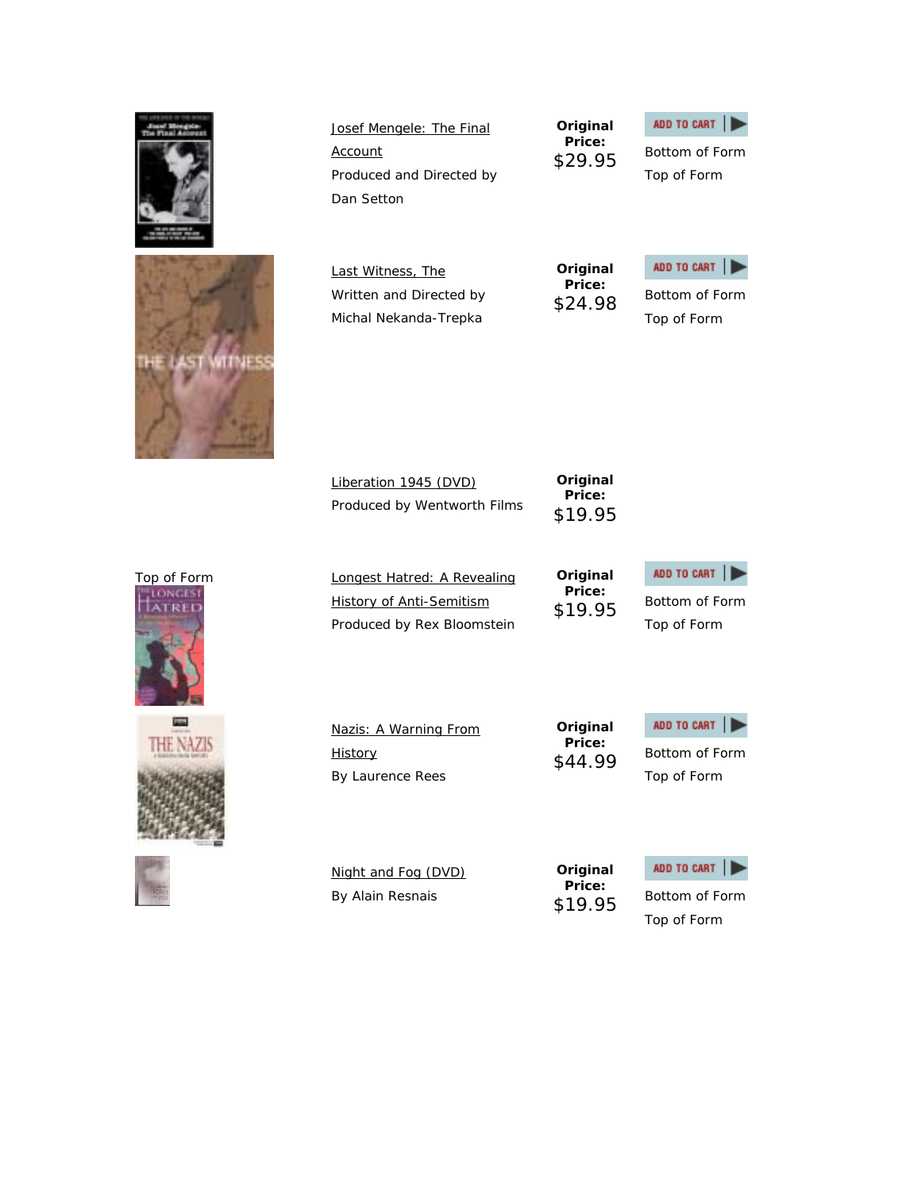Josef Mengele: The Final Account
Produced and Directed by Dan Setton

**Original Price:** $29.95

ADD TO CART

Bottom of Form

Top of Form

Last Witness, The
Written and Directed by Michal Nekanda-Trepka

**Original Price:** $24.98

ADD TO CART

Bottom of Form

Top of Form

Liberation 1945 (DVD)
Produced by Wentworth Films

**Original Price:** $19.95

Top of Form

Longest Hatred: A Revealing History of Anti-Semitism
Produced by Rex Bloomstein

**Original Price:** $19.95

ADD TO CART

Bottom of Form

Top of Form

Nazis: A Warning From History
By Laurence Rees

**Original Price:** $44.99

ADD TO CART

Bottom of Form

Top of Form

Night and Fog (DVD)
By Alain Resnais

**Original Price:** $19.95

ADD TO CART

Bottom of Form

Top of Form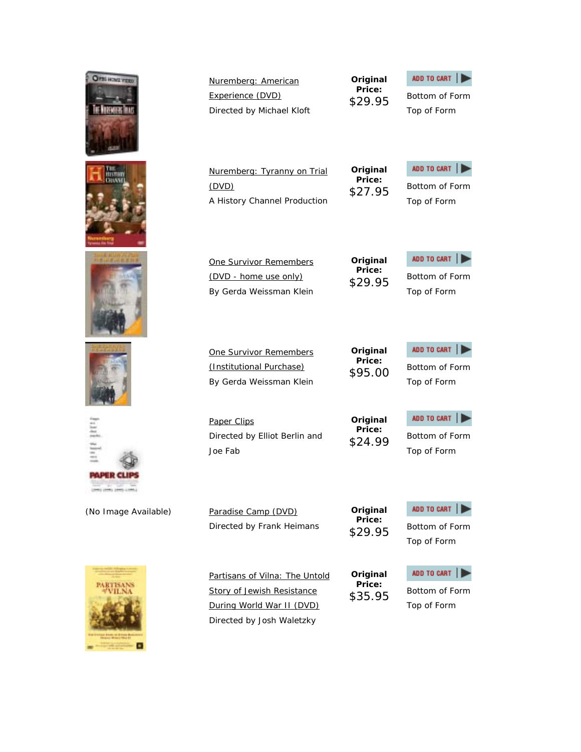| | | | |
|---|---|---|---|
| | Nuremberg: American Experience (DVD)<br>Directed by Michael Kloft | **Original Price:** $29.95 | ADD TO CART<br>Bottom of Form<br>Top of Form |
| | Nuremberg: Tyranny on Trial (DVD)<br>A History Channel Production | **Original Price:** $27.95 | ADD TO CART<br>Bottom of Form<br>Top of Form |
| | One Survivor Remembers (DVD - home use only)<br>By Gerda Weissman Klein | **Original Price:** $29.95 | ADD TO CART<br>Bottom of Form<br>Top of Form |
| | One Survivor Remembers (Institutional Purchase)<br>By Gerda Weissman Klein | **Original Price:** $95.00 | ADD TO CART<br>Bottom of Form<br>Top of Form |
| | Paper Clips<br>Directed by Elliot Berlin and Joe Fab | **Original Price:** $24.99 | ADD TO CART<br>Bottom of Form<br>Top of Form |
| (No Image Available) | Paradise Camp (DVD)<br>Directed by Frank Heimans | **Original Price:** $29.95 | ADD TO CART<br>Bottom of Form<br>Top of Form |
| | Partisans of Vilna: The Untold Story of Jewish Resistance During World War II (DVD)<br>Directed by Josh Waletzky | **Original Price:** $35.95 | ADD TO CART<br>Bottom of Form<br>Top of Form |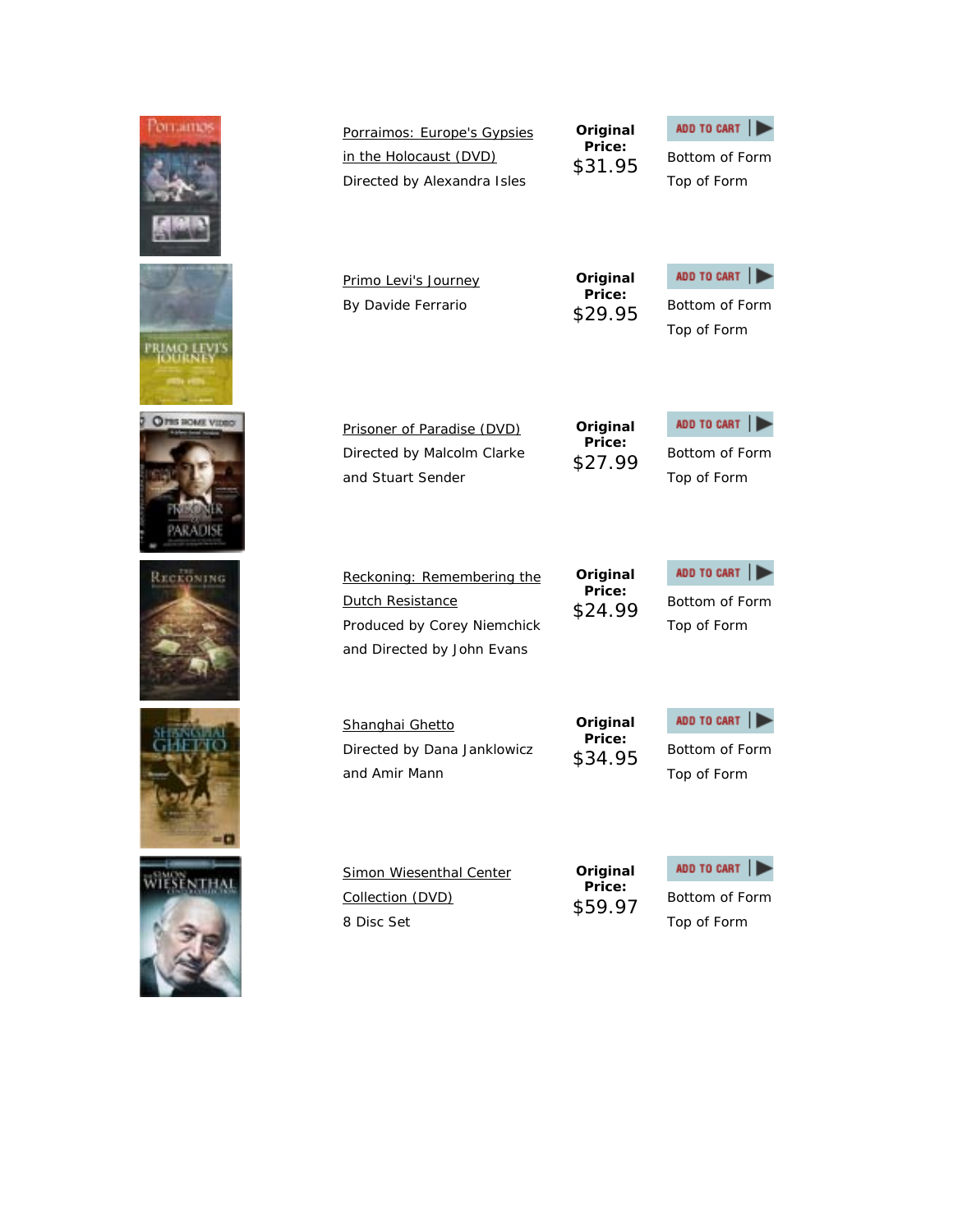| | | | |
|---|---|---|---|
| | Porraimos: Europe's Gypsies in the Holocaust (DVD)<br>Directed by Alexandra Isles | **Original Price:** $31.95 | ADD TO CART<br>Bottom of Form<br>Top of Form |
| | Primo Levi's Journey<br>By Davide Ferrario | **Original Price:** $29.95 | ADD TO CART<br>Bottom of Form<br>Top of Form |
| | Prisoner of Paradise (DVD)<br>Directed by Malcolm Clarke and Stuart Sender | **Original Price:** $27.99 | ADD TO CART<br>Bottom of Form<br>Top of Form |
| | Reckoning: Remembering the Dutch Resistance<br>Produced by Corey Niemchick and Directed by John Evans | **Original Price:** $24.99 | ADD TO CART<br>Bottom of Form<br>Top of Form |
| | Shanghai Ghetto<br>Directed by Dana Janklowicz and Amir Mann | **Original Price:** $34.95 | ADD TO CART<br>Bottom of Form<br>Top of Form |
| | Simon Wiesenthal Center Collection (DVD)<br>8 Disc Set | **Original Price:** $59.97 | ADD TO CART<br>Bottom of Form<br>Top of Form |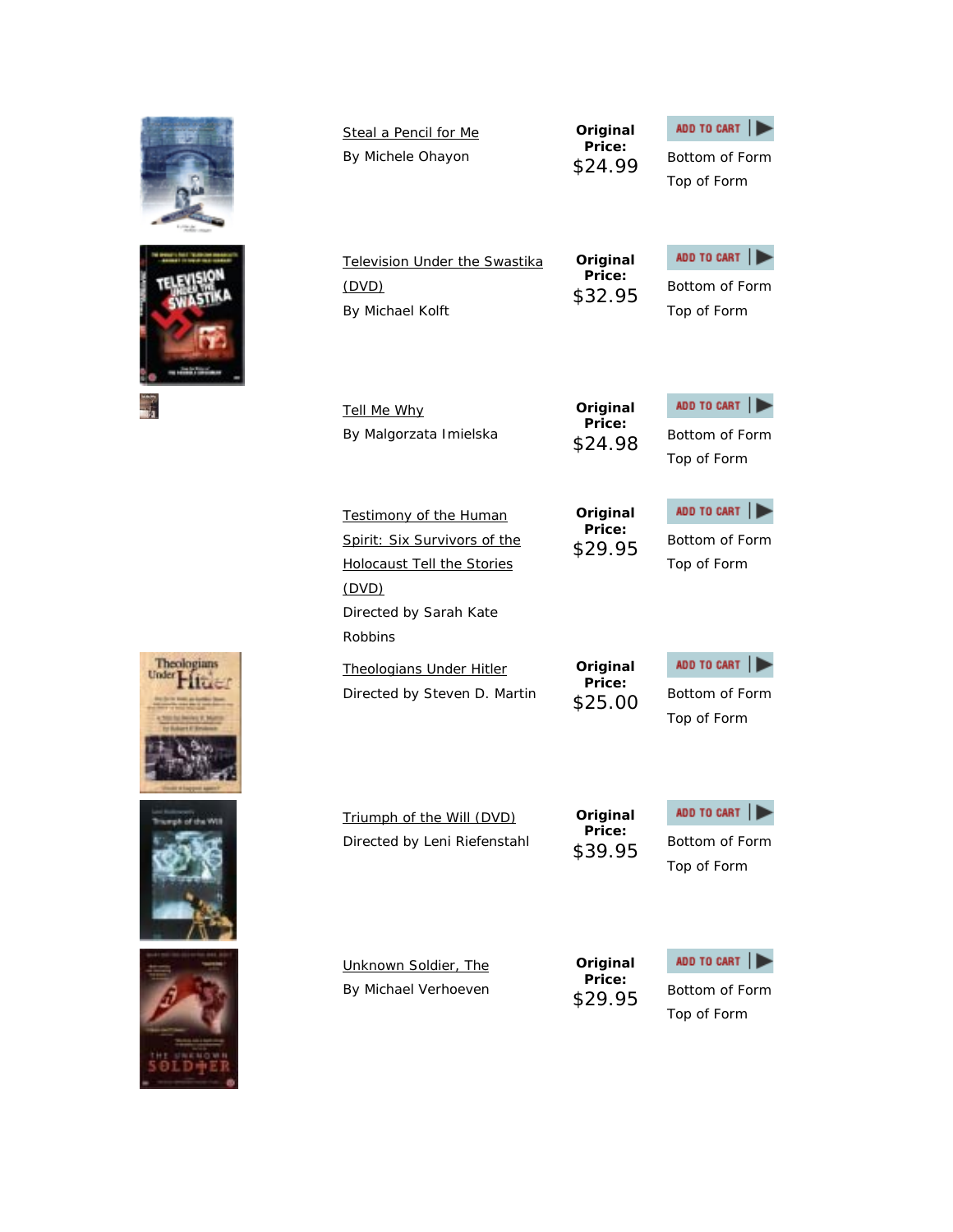| Title | Price | |
| --- | --- | --- |
| Steal a Pencil for Me<br>By Michele Ohayon | **Original Price:** $24.99 | ADD TO CART<br>Bottom of Form<br>Top of Form |
| Television Under the Swastika (DVD)<br>By Michael Kolft | **Original Price:** $32.95 | ADD TO CART<br>Bottom of Form<br>Top of Form |
| Tell Me Why<br>By Malgorzata Imielska | **Original Price:** $24.98 | ADD TO CART<br>Bottom of Form<br>Top of Form |
| Testimony of the Human Spirit: Six Survivors of the Holocaust Tell the Stories (DVD)<br>Directed by Sarah Kate Robbins | **Original Price:** $29.95 | ADD TO CART<br>Bottom of Form<br>Top of Form |
| Theologians Under Hitler<br>Directed by Steven D. Martin | **Original Price:** $25.00 | ADD TO CART<br>Bottom of Form<br>Top of Form |
| Triumph of the Will (DVD)<br>Directed by Leni Riefenstahl | **Original Price:** $39.95 | ADD TO CART<br>Bottom of Form<br>Top of Form |
| Unknown Soldier, The<br>By Michael Verhoeven | **Original Price:** $29.95 | ADD TO CART<br>Bottom of Form<br>Top of Form |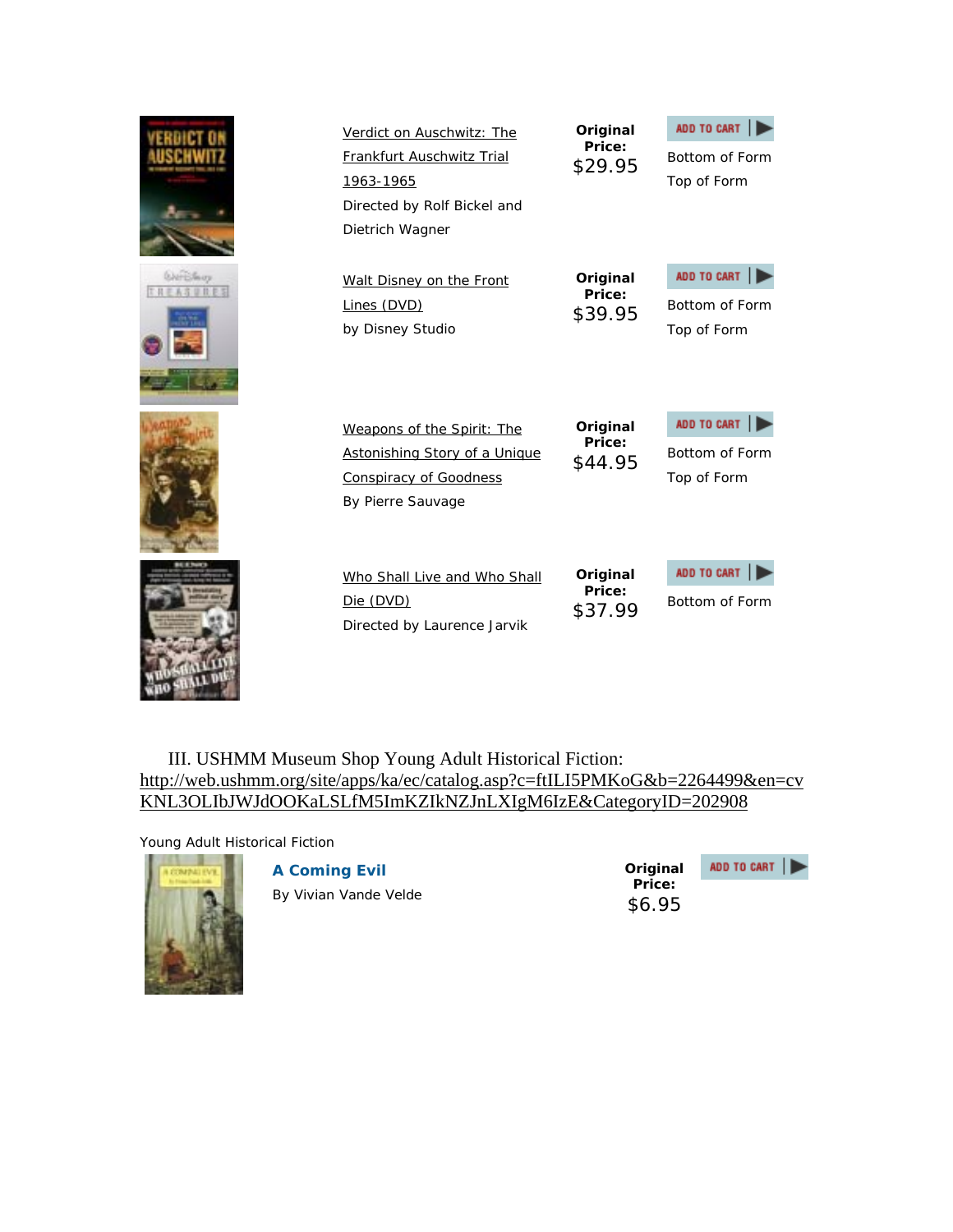| | Title | Price | |
|---|---|---|---|
| | Verdict on Auschwitz: The Frankfurt Auschwitz Trial 1963-1965<br>Directed by Rolf Bickel and Dietrich Wagner | **Original Price:** $29.95 | ADD TO CART<br>Bottom of Form<br>Top of Form |
| | Walt Disney on the Front Lines (DVD)<br>by Disney Studio | **Original Price:** $39.95 | ADD TO CART<br>Bottom of Form<br>Top of Form |
| | Weapons of the Spirit: The Astonishing Story of a Unique Conspiracy of Goodness<br>By Pierre Sauvage | **Original Price:** $44.95 | ADD TO CART<br>Bottom of Form<br>Top of Form |
| | Who Shall Live and Who Shall Die (DVD)<br>Directed by Laurence Jarvik | **Original Price:** $37.99 | ADD TO CART<br>Bottom of Form |

III. USHMM Museum Shop Young Adult Historical Fiction: http://web.ushmm.org/site/apps/ka/ec/catalog.asp?c=ftILI5PMKoG&b=2264499&en=cvKNL3OLIbJWJdOOKaLSLfM5ImKZIkNZJnLXIgM6IzE&CategoryID=202908

Young Adult Historical Fiction

| | Title | Price | |
|---|---|---|---|
| | **A Coming Evil**<br>By Vivian Vande Velde | **Original Price:** $6.95 | ADD TO CART |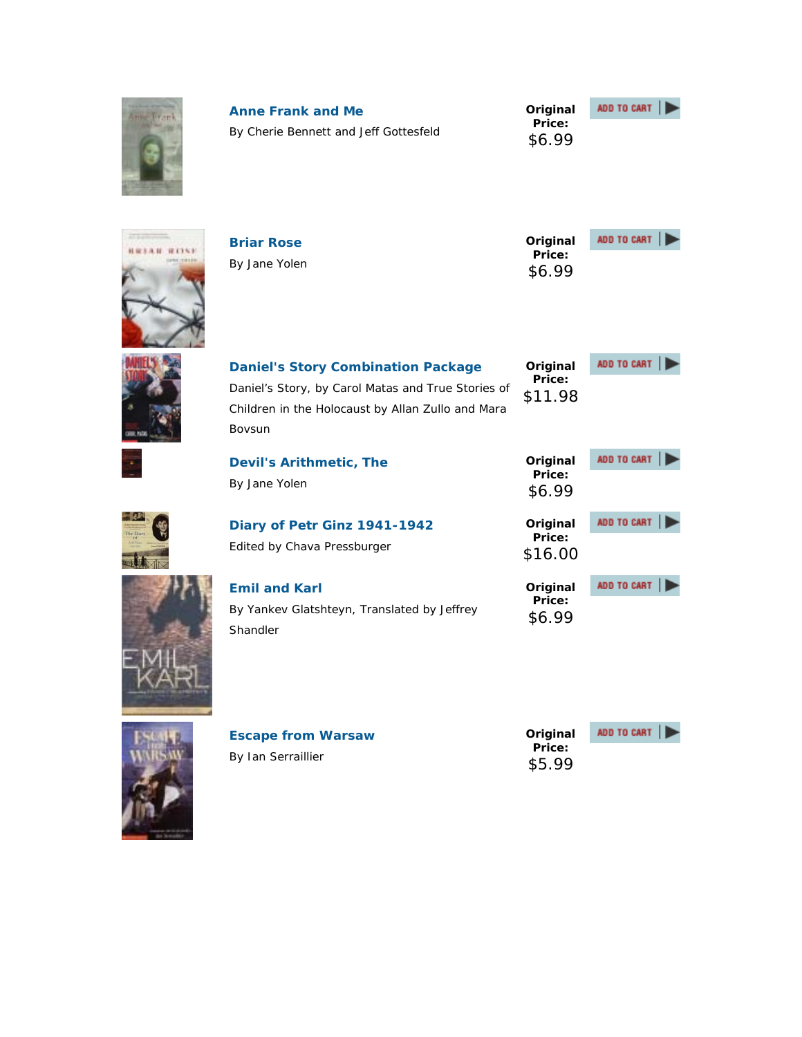**Anne Frank and Me**

By Cherie Bennett and Jeff Gottesfeld

**Original Price:** $6.99

ADD TO CART

**Briar Rose**

By Jane Yolen

**Original Price:** $6.99

ADD TO CART

**Daniel's Story Combination Package**

Daniel's Story, by Carol Matas and True Stories of Children in the Holocaust by Allan Zullo and Mara Bovsun

**Original Price:** $11.98

ADD TO CART

**Devil's Arithmetic, The**

By Jane Yolen

**Original Price:** $6.99

ADD TO CART

**Diary of Petr Ginz 1941-1942**

Edited by Chava Pressburger

**Original Price:** $16.00

ADD TO CART

**Emil and Karl**

By Yankev Glatshteyn, Translated by Jeffrey Shandler

**Original Price:** $6.99

ADD TO CART

**Escape from Warsaw**

By Ian Serraillier

**Original Price:** $5.99

ADD TO CART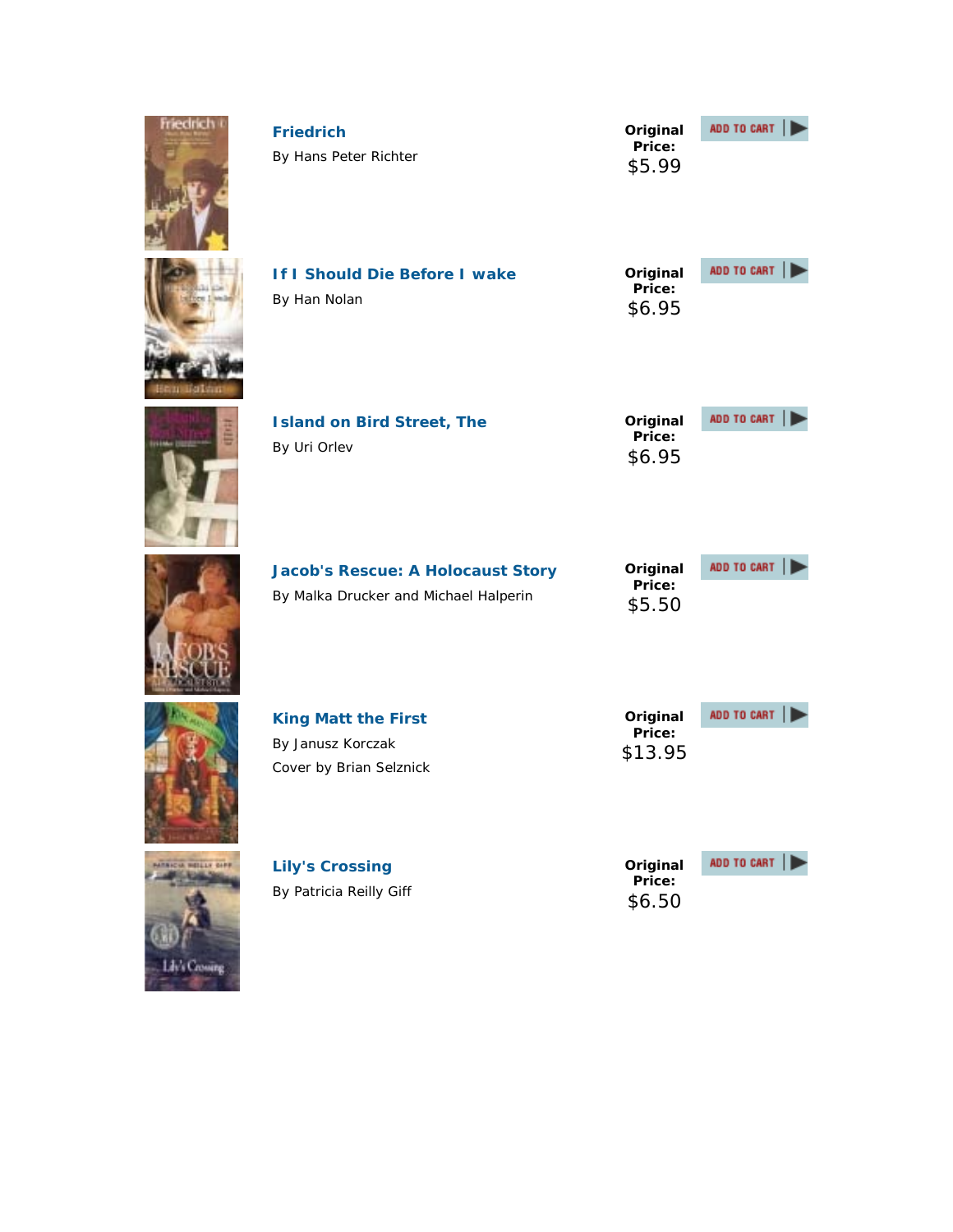**Friedrich**

By Hans Peter Richter

**Original Price:** $5.99

ADD TO CART

**If I Should Die Before I wake**

By Han Nolan

**Original Price:** $6.95

ADD TO CART

**Island on Bird Street, The**

By Uri Orlev

**Original Price:** $6.95

ADD TO CART

**Jacob's Rescue: A Holocaust Story**

By Malka Drucker and Michael Halperin

**Original Price:** $5.50

ADD TO CART

**King Matt the First**

By Janusz Korczak

Cover by Brian Selznick

**Original Price:** $13.95

ADD TO CART

**Lily's Crossing**

By Patricia Reilly Giff

**Original Price:** $6.50

ADD TO CART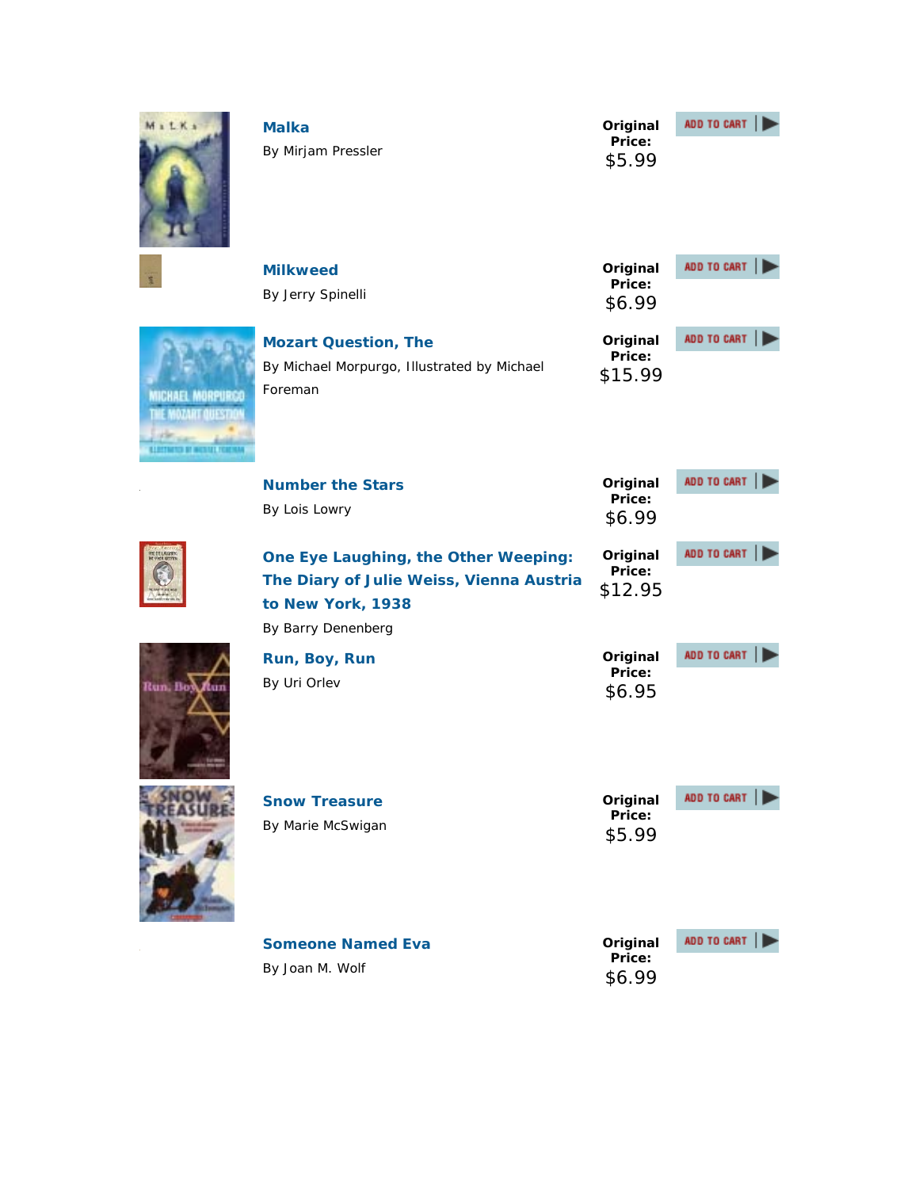**Malka**
By Mirjam Pressler

**Original Price:** $5.99

ADD TO CART

**Milkweed**
By Jerry Spinelli

**Original Price:** $6.99

ADD TO CART

**Mozart Question, The**
By Michael Morpurgo, Illustrated by Michael Foreman

**Original Price:** $15.99

ADD TO CART

**Number the Stars**
By Lois Lowry

**Original Price:** $6.99

ADD TO CART

**One Eye Laughing, the Other Weeping: The Diary of Julie Weiss, Vienna Austria to New York, 1938**
By Barry Denenberg

**Original Price:** $12.95

ADD TO CART

**Run, Boy, Run**
By Uri Orlev

**Original Price:** $6.95

ADD TO CART

**Snow Treasure**
By Marie McSwigan

**Original Price:** $5.99

ADD TO CART

**Someone Named Eva**
By Joan M. Wolf

**Original Price:** $6.99

ADD TO CART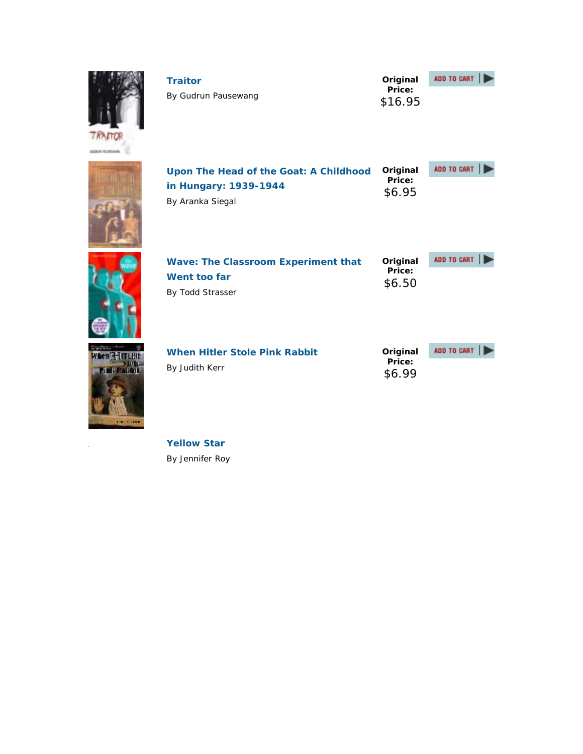**Traitor**

By Gudrun Pausewang

**Original Price:** $16.95

ADD TO CART

**Upon The Head of the Goat: A Childhood in Hungary: 1939-1944**

By Aranka Siegal

**Original Price:** $6.95

ADD TO CART

**Wave: The Classroom Experiment that Went too far**

By Todd Strasser

**Original Price:** $6.50

ADD TO CART

**When Hitler Stole Pink Rabbit**

By Judith Kerr

**Original Price:** $6.99

ADD TO CART

**Yellow Star**

By Jennifer Roy